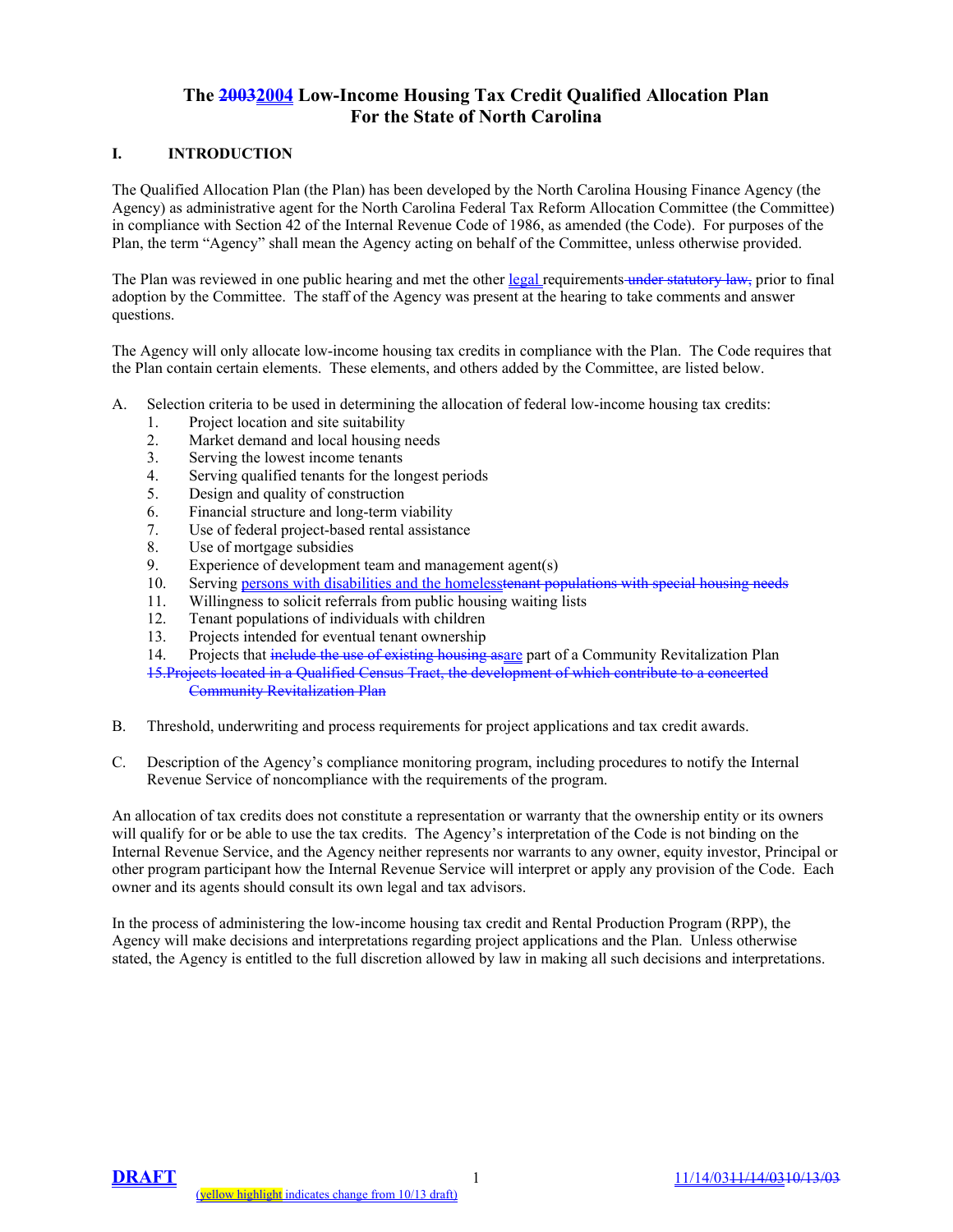# The ~~2003~~2004 Low-Income Housing Tax Credit Qualified Allocation Plan For the State of North Carolina

## I. INTRODUCTION

The Qualified Allocation Plan (the Plan) has been developed by the North Carolina Housing Finance Agency (the Agency) as administrative agent for the North Carolina Federal Tax Reform Allocation Committee (the Committee) in compliance with Section 42 of the Internal Revenue Code of 1986, as amended (the Code). For purposes of the Plan, the term "Agency" shall mean the Agency acting on behalf of the Committee, unless otherwise provided.

The Plan was reviewed in one public hearing and met the other legal requirements ~~under statutory law,~~ prior to final adoption by the Committee. The staff of the Agency was present at the hearing to take comments and answer questions.

The Agency will only allocate low-income housing tax credits in compliance with the Plan. The Code requires that the Plan contain certain elements. These elements, and others added by the Committee, are listed below.

A. Selection criteria to be used in determining the allocation of federal low-income housing tax credits:
   1. Project location and site suitability
   2. Market demand and local housing needs
   3. Serving the lowest income tenants
   4. Serving qualified tenants for the longest periods
   5. Design and quality of construction
   6. Financial structure and long-term viability
   7. Use of federal project-based rental assistance
   8. Use of mortgage subsidies
   9. Experience of development team and management agent(s)
   10. Serving persons with disabilities and the homeless~~tenant populations with special housing needs~~
   11. Willingness to solicit referrals from public housing waiting lists
   12. Tenant populations of individuals with children
   13. Projects intended for eventual tenant ownership
   14. Projects that ~~include the use of existing housing as~~are part of a Community Revitalization Plan
   ~~15. Projects located in a Qualified Census Tract, the development of which contribute to a concerted Community Revitalization Plan~~

B. Threshold, underwriting and process requirements for project applications and tax credit awards.

C. Description of the Agency's compliance monitoring program, including procedures to notify the Internal Revenue Service of noncompliance with the requirements of the program.

An allocation of tax credits does not constitute a representation or warranty that the ownership entity or its owners will qualify for or be able to use the tax credits. The Agency's interpretation of the Code is not binding on the Internal Revenue Service, and the Agency neither represents nor warrants to any owner, equity investor, Principal or other program participant how the Internal Revenue Service will interpret or apply any provision of the Code. Each owner and its agents should consult its own legal and tax advisors.

In the process of administering the low-income housing tax credit and Rental Production Program (RPP), the Agency will make decisions and interpretations regarding project applications and the Plan. Unless otherwise stated, the Agency is entitled to the full discretion allowed by law in making all such decisions and interpretations.

**DRAFT** 11/14/03~~11/14/03~~~~10/13/03~~

(yellow highlight indicates change from 10/13 draft)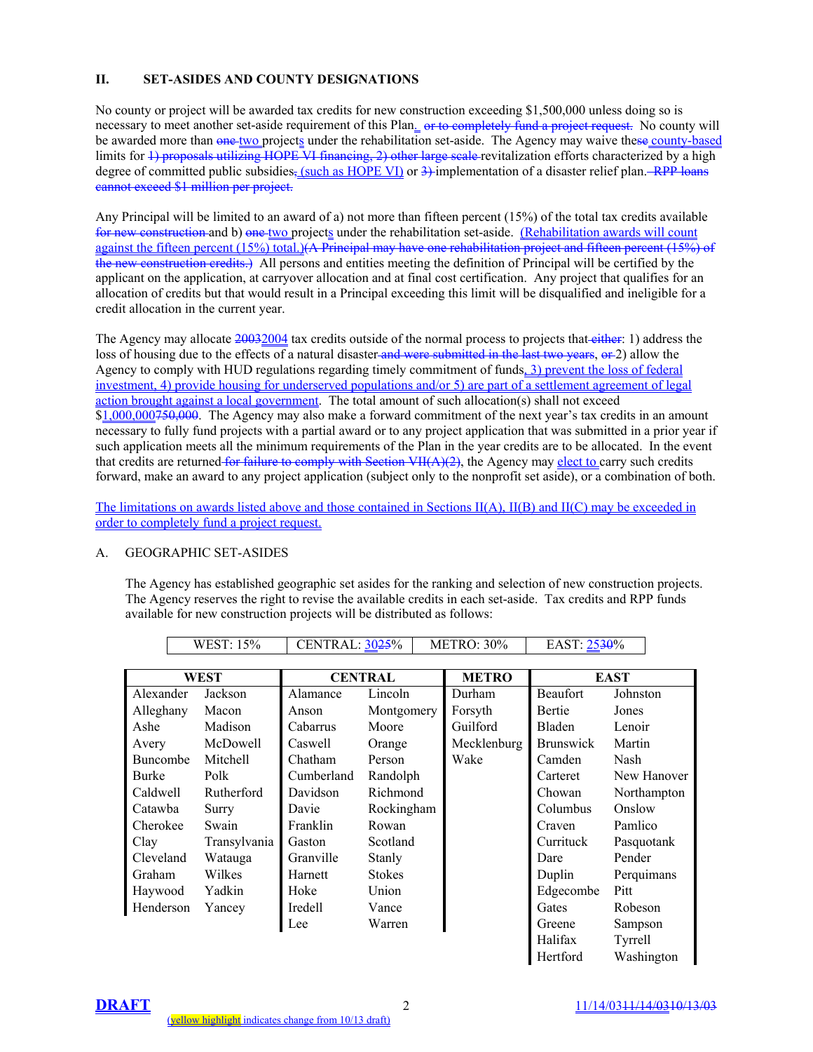## II. SET-ASIDES AND COUNTY DESIGNATIONS

No county or project will be awarded tax credits for new construction exceeding $1,500,000 unless doing so is necessary to meet another set-aside requirement of this Plan. ~~or to completely fund a project request.~~ No county will be awarded more than ~~one~~ two projects under the rehabilitation set-aside. The Agency may waive these county-based limits for ~~1) proposals utilizing HOPE VI financing, 2) other large scale~~ revitalization efforts characterized by a high degree of committed public subsidies~~,~~ (such as HOPE VI) or ~~3)~~ implementation of a disaster relief plan. ~~RPP loans cannot exceed $1 million per project.~~

Any Principal will be limited to an award of a) not more than fifteen percent (15%) of the total tax credits available ~~for new construction~~ and b) ~~one~~ two projects under the rehabilitation set-aside. (Rehabilitation awards will count against the fifteen percent (15%) total.)~~(A Principal may have one rehabilitation project and fifteen percent (15%) of the new construction credits.)~~ All persons and entities meeting the definition of Principal will be certified by the applicant on the application, at carryover allocation and at final cost certification. Any project that qualifies for an allocation of credits but that would result in a Principal exceeding this limit will be disqualified and ineligible for a credit allocation in the current year.

The Agency may allocate ~~2003~~2004 tax credits outside of the normal process to projects that ~~either~~: 1) address the loss of housing due to the effects of a natural disaster ~~and were submitted in the last two years~~, ~~or~~ 2) allow the Agency to comply with HUD regulations regarding timely commitment of funds, 3) prevent the loss of federal investment, 4) provide housing for underserved populations and/or 5) are part of a settlement agreement of legal action brought against a local government. The total amount of such allocation(s) shall not exceed $1,000,000~~750,000~~. The Agency may also make a forward commitment of the next year's tax credits in an amount necessary to fully fund projects with a partial award or to any project application that was submitted in a prior year if such application meets all the minimum requirements of the Plan in the year credits are to be allocated. In the event that credits are returned ~~for failure to comply with Section VII(A)(2)~~, the Agency may elect to carry such credits forward, make an award to any project application (subject only to the nonprofit set aside), or a combination of both.

The limitations on awards listed above and those contained in Sections II(A), II(B) and II(C) may be exceeded in order to completely fund a project request.

### A. GEOGRAPHIC SET-ASIDES

The Agency has established geographic set asides for the ranking and selection of new construction projects. The Agency reserves the right to revise the available credits in each set-aside. Tax credits and RPP funds available for new construction projects will be distributed as follows:

| WEST: 15% | CENTRAL: 30~~25~~% | METRO: 30% | EAST: 25~~30~~% |
|---|---|---|---|

| WEST | | CENTRAL | | METRO | EAST | |
|---|---|---|---|---|---|---|
| Alexander | Jackson | Alamance | Lincoln | Durham | Beaufort | Johnston |
| Alleghany | Macon | Anson | Montgomery | Forsyth | Bertie | Jones |
| Ashe | Madison | Cabarrus | Moore | Guilford | Bladen | Lenoir |
| Avery | McDowell | Caswell | Orange | Mecklenburg | Brunswick | Martin |
| Buncombe | Mitchell | Chatham | Person | Wake | Camden | Nash |
| Burke | Polk | Cumberland | Randolph | | Carteret | New Hanover |
| Caldwell | Rutherford | Davidson | Richmond | | Chowan | Northampton |
| Catawba | Surry | Davie | Rockingham | | Columbus | Onslow |
| Cherokee | Swain | Franklin | Rowan | | Craven | Pamlico |
| Clay | Transylvania | Gaston | Scotland | | Currituck | Pasquotank |
| Cleveland | Watauga | Granville | Stanly | | Dare | Pender |
| Graham | Wilkes | Harnett | Stokes | | Duplin | Perquimans |
| Haywood | Yadkin | Hoke | Union | | Edgecombe | Pitt |
| Henderson | Yancey | Iredell | Vance | | Gates | Robeson |
| | | Lee | Warren | | Greene | Sampson |
| | | | | | Halifax | Tyrrell |
| | | | | | Hertford | Washington |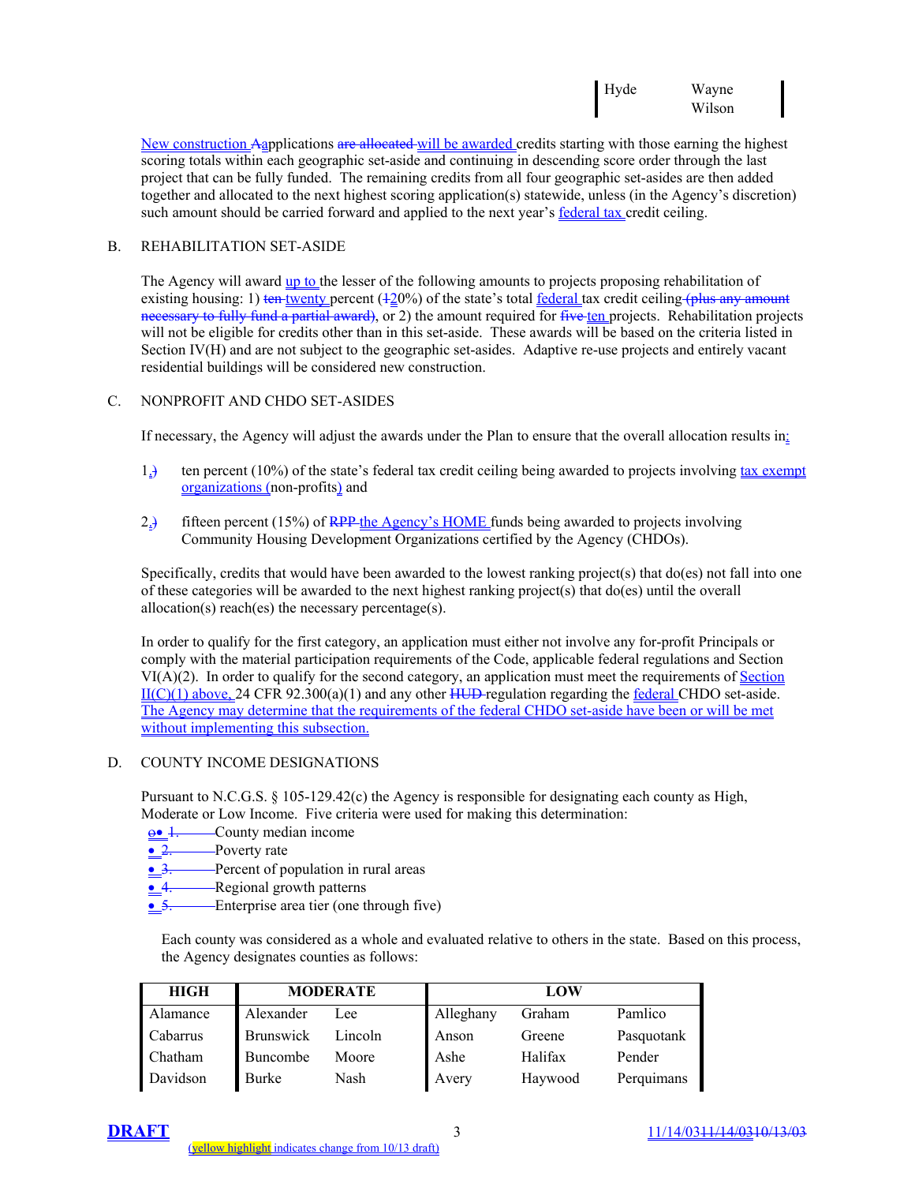| | |
|---|---|
| Hyde | Wayne<br>Wilson |

New construction ~~A~~applications ~~are allocated~~ will be awarded credits starting with those earning the highest scoring totals within each geographic set-aside and continuing in descending score order through the last project that can be fully funded. The remaining credits from all four geographic set-asides are then added together and allocated to the next highest scoring application(s) statewide, unless (in the Agency's discretion) such amount should be carried forward and applied to the next year's federal tax credit ceiling.

B. REHABILITATION SET-ASIDE

The Agency will award up to the lesser of the following amounts to projects proposing rehabilitation of existing housing: 1) ~~ten~~ twenty percent (~~1~~20%) of the state's total federal tax credit ceiling ~~(plus any amount necessary to fully fund a partial award)~~, or 2) the amount required for ~~five~~ ten projects. Rehabilitation projects will not be eligible for credits other than in this set-aside. These awards will be based on the criteria listed in Section IV(H) and are not subject to the geographic set-asides. Adaptive re-use projects and entirely vacant residential buildings will be considered new construction.

C. NONPROFIT AND CHDO SET-ASIDES

If necessary, the Agency will adjust the awards under the Plan to ensure that the overall allocation results in:

1.~~)~~ ten percent (10%) of the state's federal tax credit ceiling being awarded to projects involving tax exempt organizations (non-profits) and

2.~~)~~ fifteen percent (15%) of ~~RPP~~ the Agency's HOME funds being awarded to projects involving Community Housing Development Organizations certified by the Agency (CHDOs).

Specifically, credits that would have been awarded to the lowest ranking project(s) that do(es) not fall into one of these categories will be awarded to the next highest ranking project(s) that do(es) until the overall allocation(s) reach(es) the necessary percentage(s).

In order to qualify for the first category, an application must either not involve any for-profit Principals or comply with the material participation requirements of the Code, applicable federal regulations and Section VI(A)(2). In order to qualify for the second category, an application must meet the requirements of Section II(C)(1) above, 24 CFR 92.300(a)(1) and any other ~~HUD~~ regulation regarding the federal CHDO set-aside. The Agency may determine that the requirements of the federal CHDO set-aside have been or will be met without implementing this subsection.

D. COUNTY INCOME DESIGNATIONS

Pursuant to N.C.G.S. § 105-129.42(c) the Agency is responsible for designating each county as High, Moderate or Low Income. Five criteria were used for making this determination:

- ~~1.~~ County median income
- ~~2.~~ Poverty rate
- ~~3.~~ Percent of population in rural areas
- ~~4.~~ Regional growth patterns
- ~~5.~~ Enterprise area tier (one through five)

Each county was considered as a whole and evaluated relative to others in the state. Based on this process, the Agency designates counties as follows:

| HIGH | MODERATE | | LOW | | |
|---|---|---|---|---|---|
| Alamance | Alexander | Lee | Alleghany | Graham | Pamlico |
| Cabarrus | Brunswick | Lincoln | Anson | Greene | Pasquotank |
| Chatham | Buncombe | Moore | Ashe | Halifax | Pender |
| Davidson | Burke | Nash | Avery | Haywood | Perquimans |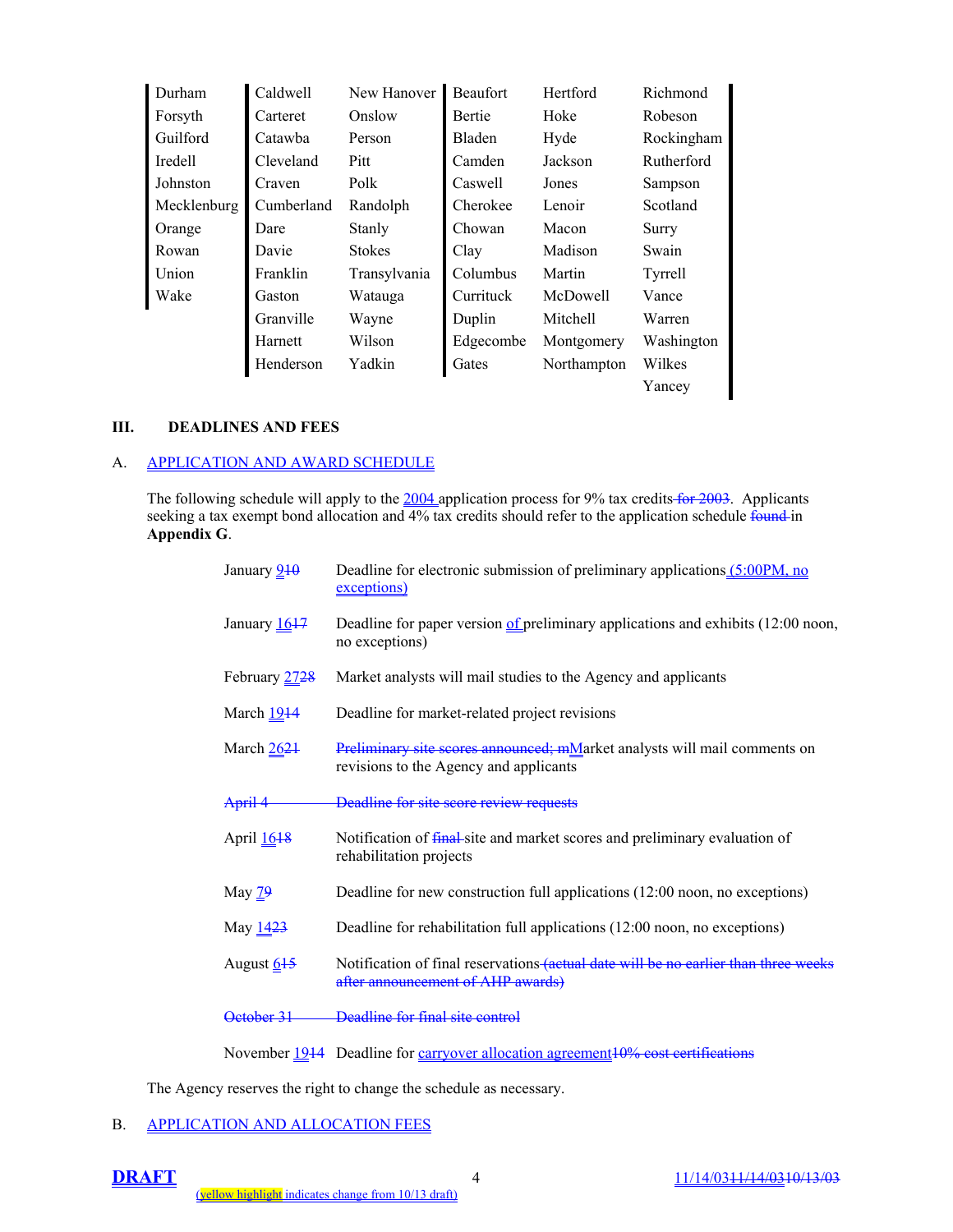| | | | | | |
|---|---|---|---|---|---|
| Durham | Caldwell | New Hanover | Beaufort | Hertford | Richmond |
| Forsyth | Carteret | Onslow | Bertie | Hoke | Robeson |
| Guilford | Catawba | Person | Bladen | Hyde | Rockingham |
| Iredell | Cleveland | Pitt | Camden | Jackson | Rutherford |
| Johnston | Craven | Polk | Caswell | Jones | Sampson |
| Mecklenburg | Cumberland | Randolph | Cherokee | Lenoir | Scotland |
| Orange | Dare | Stanly | Chowan | Macon | Surry |
| Rowan | Davie | Stokes | Clay | Madison | Swain |
| Union | Franklin | Transylvania | Columbus | Martin | Tyrrell |
| Wake | Gaston | Watauga | Currituck | McDowell | Vance |
| | Granville | Wayne | Duplin | Mitchell | Warren |
| | Harnett | Wilson | Edgecombe | Montgomery | Washington |
| | Henderson | Yadkin | Gates | Northampton | Wilkes |
| | | | | | Yancey |

## III. DEADLINES AND FEES

### A. APPLICATION AND AWARD SCHEDULE

The following schedule will apply to the 2004 application process for 9% tax credits ~~for 2003~~. Applicants seeking a tax exempt bond allocation and 4% tax credits should refer to the application schedule ~~found~~ in **Appendix G**.

| | |
|---|---|
| January 9~~10~~ | Deadline for electronic submission of preliminary applications (5:00PM, no exceptions) |
| January 16~~17~~ | Deadline for paper version of preliminary applications and exhibits (12:00 noon, no exceptions) |
| February 27~~28~~ | Market analysts will mail studies to the Agency and applicants |
| March 19~~14~~ | Deadline for market-related project revisions |
| March 26~~21~~ | ~~Preliminary site scores announced; m~~Market analysts will mail comments on revisions to the Agency and applicants |
| ~~April 4~~ | ~~Deadline for site score review requests~~ |
| April 16~~18~~ | Notification of ~~final~~ site and market scores and preliminary evaluation of rehabilitation projects |
| May 7~~9~~ | Deadline for new construction full applications (12:00 noon, no exceptions) |
| May 14~~23~~ | Deadline for rehabilitation full applications (12:00 noon, no exceptions) |
| August 6~~15~~ | Notification of final reservations ~~(actual date will be no earlier than three weeks after announcement of AHP awards)~~ |
| ~~October 31~~ | ~~Deadline for final site control~~ |
| November 19~~14~~ | Deadline for carryover allocation agreement ~~10% cost certifications~~ |

The Agency reserves the right to change the schedule as necessary.

### B. APPLICATION AND ALLOCATION FEES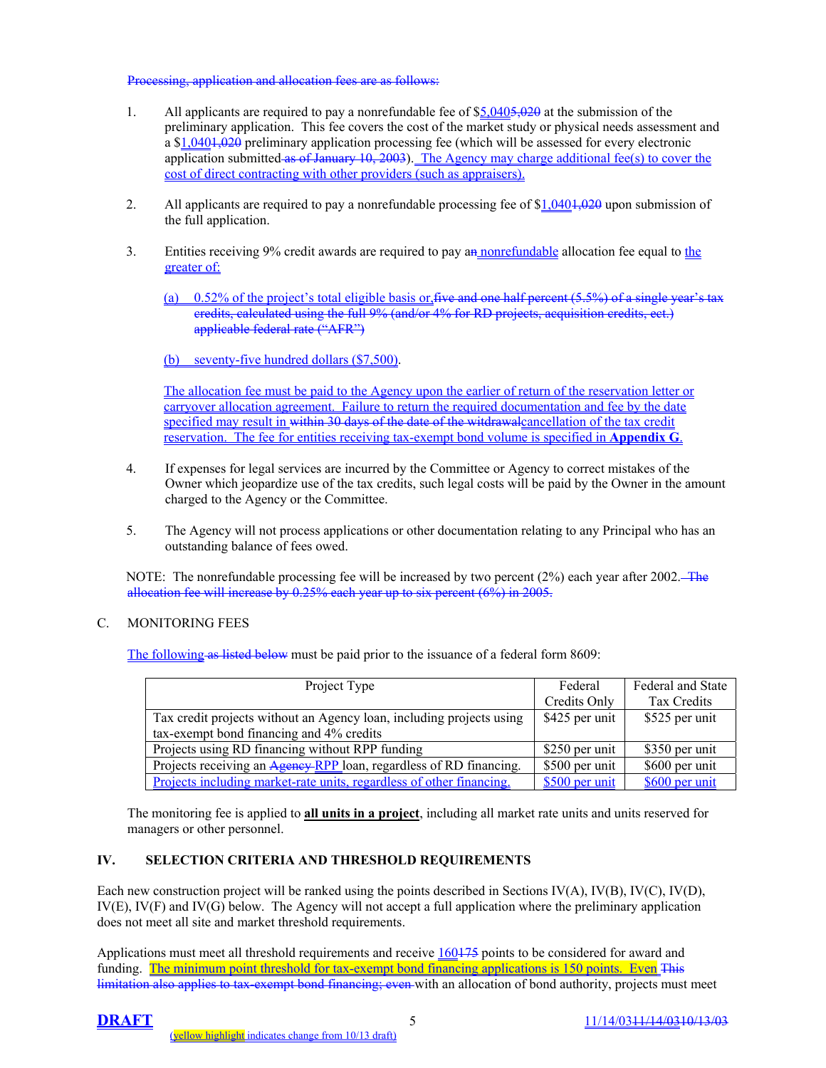Processing, application and allocation fees are as follows:

1. All applicants are required to pay a nonrefundable fee of $5,0405,020 at the submission of the preliminary application. This fee covers the cost of the market study or physical needs assessment and a $1,0401,020 preliminary application processing fee (which will be assessed for every electronic application submitted as of January 10, 2003). The Agency may charge additional fee(s) to cover the cost of direct contracting with other providers (such as appraisers).

2. All applicants are required to pay a nonrefundable processing fee of $1,0401,020 upon submission of the full application.

3. Entities receiving 9% credit awards are required to pay an nonrefundable allocation fee equal to the greater of:

   (a) 0.52% of the project's total eligible basis or,five and one half percent (5.5%) of a single year's tax credits, calculated using the full 9% (and/or 4% for RD projects, acquisition credits, ect.) applicable federal rate ("AFR")

   (b) seventy-five hundred dollars ($7,500).

   The allocation fee must be paid to the Agency upon the earlier of return of the reservation letter or carryover allocation agreement. Failure to return the required documentation and fee by the date specified may result in within 30 days of the date of the witdrawalcancellation of the tax credit reservation. The fee for entities receiving tax-exempt bond volume is specified in **Appendix G**.

4. If expenses for legal services are incurred by the Committee or Agency to correct mistakes of the Owner which jeopardize use of the tax credits, such legal costs will be paid by the Owner in the amount charged to the Agency or the Committee.

5. The Agency will not process applications or other documentation relating to any Principal who has an outstanding balance of fees owed.

NOTE: The nonrefundable processing fee will be increased by two percent (2%) each year after 2002. The allocation fee will increase by 0.25% each year up to six percent (6%) in 2005.

C. MONITORING FEES

The following as listed below must be paid prior to the issuance of a federal form 8609:

| Project Type | Federal Credits Only | Federal and State Tax Credits |
|---|---|---|
| Tax credit projects without an Agency loan, including projects using tax-exempt bond financing and 4% credits | $425 per unit | $525 per unit |
| Projects using RD financing without RPP funding | $250 per unit | $350 per unit |
| Projects receiving an Agency RPP loan, regardless of RD financing. | $500 per unit | $600 per unit |
| Projects including market-rate units, regardless of other financing. | $500 per unit | $600 per unit |

The monitoring fee is applied to **all units in a project**, including all market rate units and units reserved for managers or other personnel.

## IV. SELECTION CRITERIA AND THRESHOLD REQUIREMENTS

Each new construction project will be ranked using the points described in Sections IV(A), IV(B), IV(C), IV(D), IV(E), IV(F) and IV(G) below. The Agency will not accept a full application where the preliminary application does not meet all site and market threshold requirements.

Applications must meet all threshold requirements and receive 160175 points to be considered for award and funding. The minimum point threshold for tax-exempt bond financing applications is 150 points. Even This limitation also applies to tax-exempt bond financing; even with an allocation of bond authority, projects must meet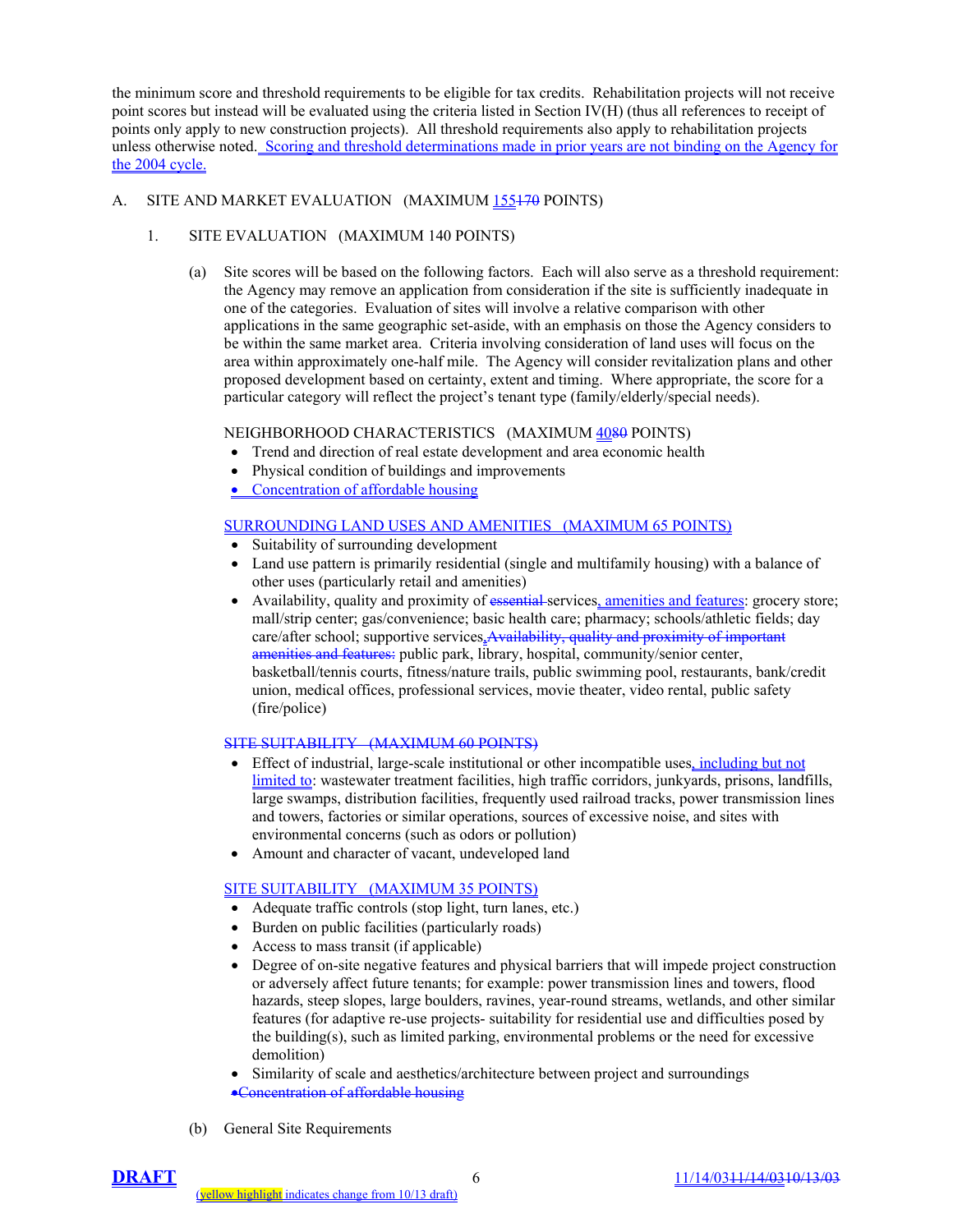the minimum score and threshold requirements to be eligible for tax credits. Rehabilitation projects will not receive point scores but instead will be evaluated using the criteria listed in Section IV(H) (thus all references to receipt of points only apply to new construction projects). All threshold requirements also apply to rehabilitation projects unless otherwise noted. Scoring and threshold determinations made in prior years are not binding on the Agency for the 2004 cycle.

A. SITE AND MARKET EVALUATION (MAXIMUM 155~~170~~ POINTS)

1. SITE EVALUATION (MAXIMUM 140 POINTS)

(a) Site scores will be based on the following factors. Each will also serve as a threshold requirement: the Agency may remove an application from consideration if the site is sufficiently inadequate in one of the categories. Evaluation of sites will involve a relative comparison with other applications in the same geographic set-aside, with an emphasis on those the Agency considers to be within the same market area. Criteria involving consideration of land uses will focus on the area within approximately one-half mile. The Agency will consider revitalization plans and other proposed development based on certainty, extent and timing. Where appropriate, the score for a particular category will reflect the project's tenant type (family/elderly/special needs).

NEIGHBORHOOD CHARACTERISTICS (MAXIMUM 40~~80~~ POINTS)

- Trend and direction of real estate development and area economic health
- Physical condition of buildings and improvements
- Concentration of affordable housing

SURROUNDING LAND USES AND AMENITIES (MAXIMUM 65 POINTS)

- Suitability of surrounding development
- Land use pattern is primarily residential (single and multifamily housing) with a balance of other uses (particularly retail and amenities)
- Availability, quality and proximity of ~~essential~~ services, amenities and features: grocery store; mall/strip center; gas/convenience; basic health care; pharmacy; schools/athletic fields; day care/after school; supportive services, ~~Availability, quality and proximity of important amenities and features:~~ public park, library, hospital, community/senior center, basketball/tennis courts, fitness/nature trails, public swimming pool, restaurants, bank/credit union, medical offices, professional services, movie theater, video rental, public safety (fire/police)

~~SITE SUITABILITY (MAXIMUM 60 POINTS)~~

- Effect of industrial, large-scale institutional or other incompatible uses, including but not limited to: wastewater treatment facilities, high traffic corridors, junkyards, prisons, landfills, large swamps, distribution facilities, frequently used railroad tracks, power transmission lines and towers, factories or similar operations, sources of excessive noise, and sites with environmental concerns (such as odors or pollution)
- Amount and character of vacant, undeveloped land

SITE SUITABILITY (MAXIMUM 35 POINTS)

- Adequate traffic controls (stop light, turn lanes, etc.)
- Burden on public facilities (particularly roads)
- Access to mass transit (if applicable)
- Degree of on-site negative features and physical barriers that will impede project construction or adversely affect future tenants; for example: power transmission lines and towers, flood hazards, steep slopes, large boulders, ravines, year-round streams, wetlands, and other similar features (for adaptive re-use projects- suitability for residential use and difficulties posed by the building(s), such as limited parking, environmental problems or the need for excessive demolition)
- Similarity of scale and aesthetics/architecture between project and surroundings
- ~~Concentration of affordable housing~~

(b) General Site Requirements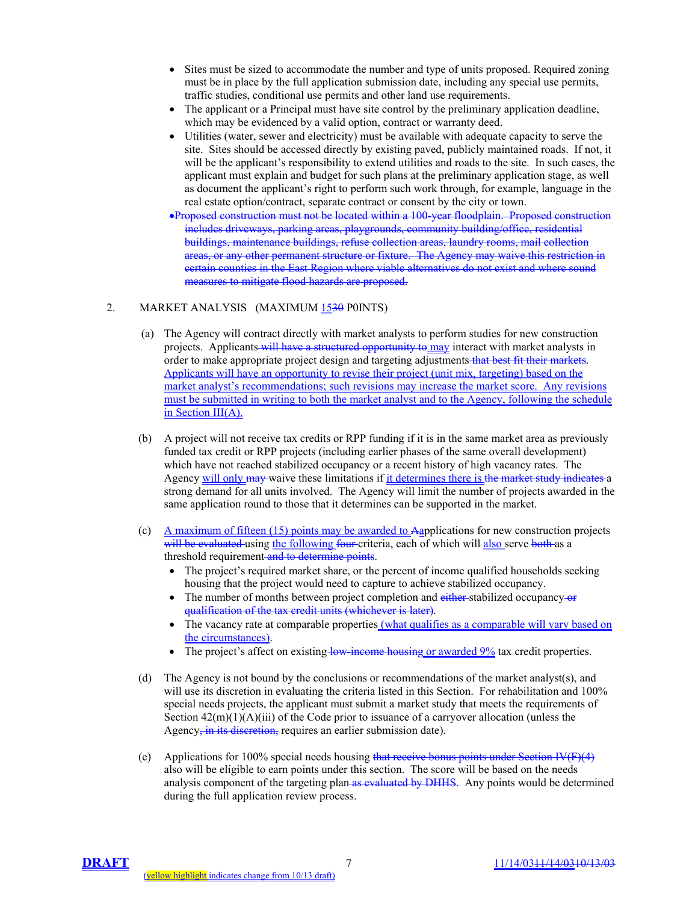- Sites must be sized to accommodate the number and type of units proposed. Required zoning must be in place by the full application submission date, including any special use permits, traffic studies, conditional use permits and other land use requirements.
- The applicant or a Principal must have site control by the preliminary application deadline, which may be evidenced by a valid option, contract or warranty deed.
- Utilities (water, sewer and electricity) must be available with adequate capacity to serve the site. Sites should be accessed directly by existing paved, publicly maintained roads. If not, it will be the applicant's responsibility to extend utilities and roads to the site. In such cases, the applicant must explain and budget for such plans at the preliminary application stage, as well as document the applicant's right to perform such work through, for example, language in the real estate option/contract, separate contract or consent by the city or town.
- ~~Proposed construction must not be located within a 100-year floodplain. Proposed construction includes driveways, parking areas, playgrounds, community building/office, residential buildings, maintenance buildings, refuse collection areas, laundry rooms, mail collection areas, or any other permanent structure or fixture. The Agency may waive this restriction in certain counties in the East Region where viable alternatives do not exist and where sound measures to mitigate flood hazards are proposed.~~

2. MARKET ANALYSIS (MAXIMUM 15~~30~~ P0INTS)

(a) The Agency will contract directly with market analysts to perform studies for new construction projects. Applicants ~~will have a structured opportunity to~~ may interact with market analysts in order to make appropriate project design and targeting adjustments ~~that best fit their markets~~. Applicants will have an opportunity to revise their project (unit mix, targeting) based on the market analyst's recommendations; such revisions may increase the market score. Any revisions must be submitted in writing to both the market analyst and to the Agency, following the schedule in Section III(A).

(b) A project will not receive tax credits or RPP funding if it is in the same market area as previously funded tax credit or RPP projects (including earlier phases of the same overall development) which have not reached stabilized occupancy or a recent history of high vacancy rates. The Agency will only ~~may~~ waive these limitations if it determines there is ~~the market study indicates~~ a strong demand for all units involved. The Agency will limit the number of projects awarded in the same application round to those that it determines can be supported in the market.

(c) A maximum of fifteen (15) points may be awarded to ~~A~~applications for new construction projects ~~will be evaluated~~ using the following ~~four~~ criteria, each of which will also serve ~~both~~ as a threshold requirement ~~and to determine points~~.
- The project's required market share, or the percent of income qualified households seeking housing that the project would need to capture to achieve stabilized occupancy.
- The number of months between project completion and ~~either~~ stabilized occupancy ~~or qualification of the tax credit units (whichever is later)~~.
- The vacancy rate at comparable properties (what qualifies as a comparable will vary based on the circumstances).
- The project's affect on existing ~~low-income housing~~ or awarded 9% tax credit properties.

(d) The Agency is not bound by the conclusions or recommendations of the market analyst(s), and will use its discretion in evaluating the criteria listed in this Section. For rehabilitation and 100% special needs projects, the applicant must submit a market study that meets the requirements of Section 42(m)(1)(A)(iii) of the Code prior to issuance of a carryover allocation (unless the Agency~~, in its discretion,~~ requires an earlier submission date).

(e) Applications for 100% special needs housing ~~that receive bonus points under Section IV(F)(4)~~ also will be eligible to earn points under this section. The score will be based on the needs analysis component of the targeting plan ~~as evaluated by DHHS~~. Any points would be determined during the full application review process.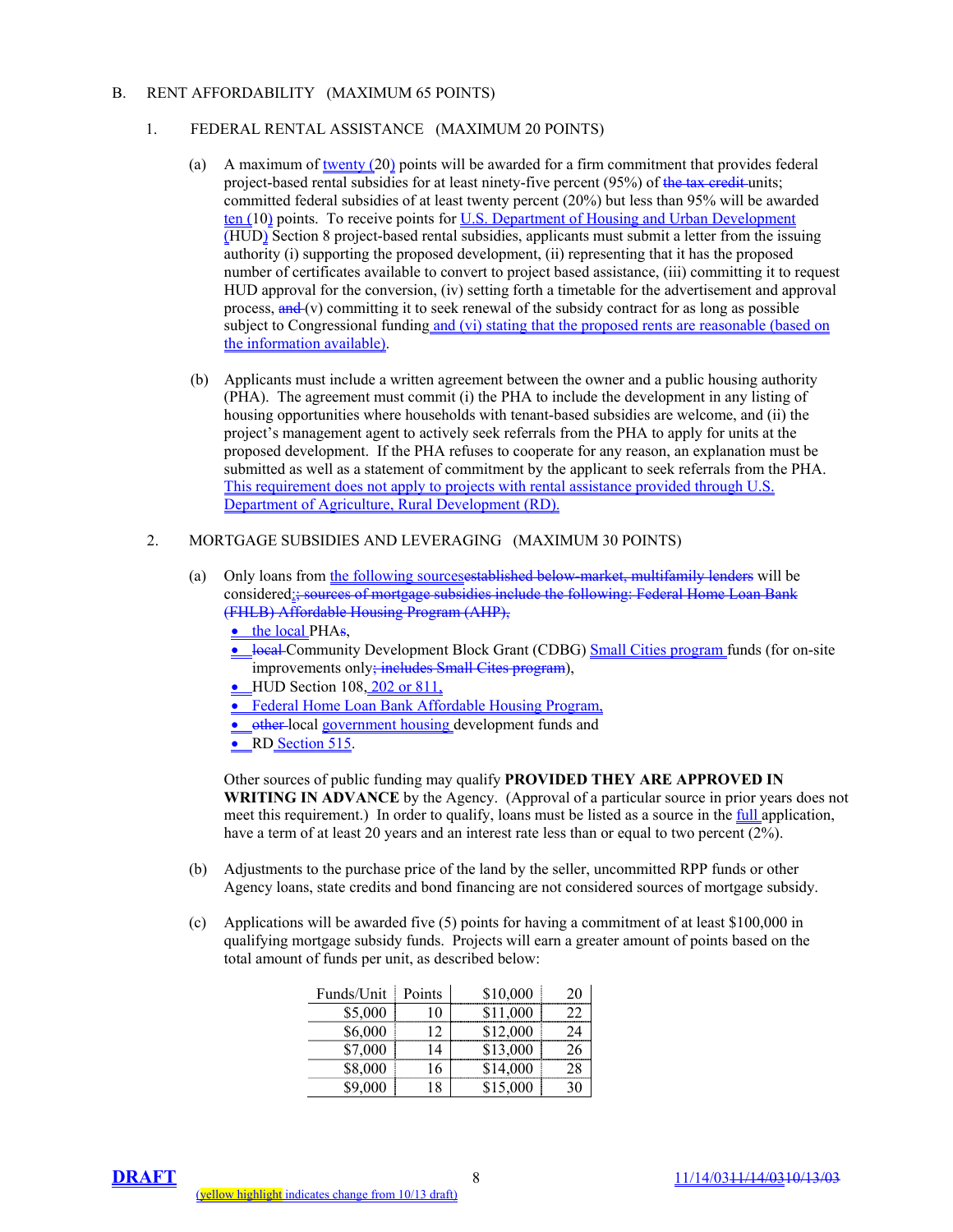## B. RENT AFFORDABILITY (MAXIMUM 65 POINTS)

### 1. FEDERAL RENTAL ASSISTANCE (MAXIMUM 20 POINTS)

(a) A maximum of twenty (20) points will be awarded for a firm commitment that provides federal project-based rental subsidies for at least ninety-five percent (95%) of ~~the tax credit~~ units; committed federal subsidies of at least twenty percent (20%) but less than 95% will be awarded ten (10) points. To receive points for U.S. Department of Housing and Urban Development (HUD) Section 8 project-based rental subsidies, applicants must submit a letter from the issuing authority (i) supporting the proposed development, (ii) representing that it has the proposed number of certificates available to convert to project based assistance, (iii) committing it to request HUD approval for the conversion, (iv) setting forth a timetable for the advertisement and approval process, ~~and~~ (v) committing it to seek renewal of the subsidy contract for as long as possible subject to Congressional funding and (vi) stating that the proposed rents are reasonable (based on the information available).

(b) Applicants must include a written agreement between the owner and a public housing authority (PHA). The agreement must commit (i) the PHA to include the development in any listing of housing opportunities where households with tenant-based subsidies are welcome, and (ii) the project's management agent to actively seek referrals from the PHA to apply for units at the proposed development. If the PHA refuses to cooperate for any reason, an explanation must be submitted as well as a statement of commitment by the applicant to seek referrals from the PHA. This requirement does not apply to projects with rental assistance provided through U.S. Department of Agriculture, Rural Development (RD).

### 2. MORTGAGE SUBSIDIES AND LEVERAGING (MAXIMUM 30 POINTS)

(a) Only loans from the following sources~~established below-market, multifamily lenders~~ will be considered:~~; sources of mortgage subsidies include the following: Federal Home Loan Bank (FHLB) Affordable Housing Program (AHP),~~

- the local PHA~~s~~,
- ~~local~~ Community Development Block Grant (CDBG) Small Cities program funds (for on-site improvements only~~; includes Small Cites program~~),
- HUD Section 108, 202 or 811,
- Federal Home Loan Bank Affordable Housing Program,
- ~~other~~ local government housing development funds and
- RD Section 515.

Other sources of public funding may qualify **PROVIDED THEY ARE APPROVED IN WRITING IN ADVANCE** by the Agency. (Approval of a particular source in prior years does not meet this requirement.) In order to qualify, loans must be listed as a source in the full application, have a term of at least 20 years and an interest rate less than or equal to two percent (2%).

(b) Adjustments to the purchase price of the land by the seller, uncommitted RPP funds or other Agency loans, state credits and bond financing are not considered sources of mortgage subsidy.

(c) Applications will be awarded five (5) points for having a commitment of at least $100,000 in qualifying mortgage subsidy funds. Projects will earn a greater amount of points based on the total amount of funds per unit, as described below:

| Funds/Unit | Points |
|---|---|
| $5,000 | 10 |
| $6,000 | 12 |
| $7,000 | 14 |
| $8,000 | 16 |
| $9,000 | 18 |
| $10,000 | 20 |
| $11,000 | 22 |
| $12,000 | 24 |
| $13,000 | 26 |
| $14,000 | 28 |
| $15,000 | 30 |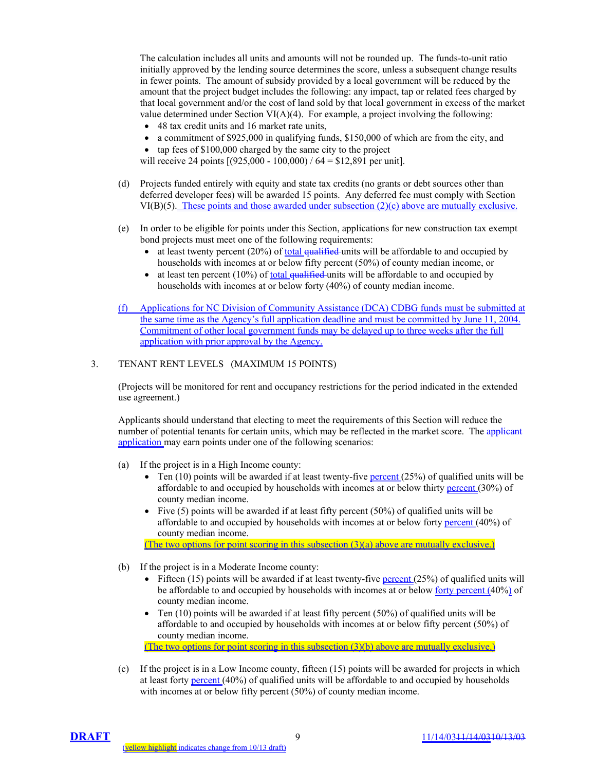The calculation includes all units and amounts will not be rounded up. The funds-to-unit ratio initially approved by the lending source determines the score, unless a subsequent change results in fewer points. The amount of subsidy provided by a local government will be reduced by the amount that the project budget includes the following: any impact, tap or related fees charged by that local government and/or the cost of land sold by that local government in excess of the market value determined under Section VI(A)(4). For example, a project involving the following:

- 48 tax credit units and 16 market rate units,
- a commitment of $925,000 in qualifying funds, $150,000 of which are from the city, and
- tap fees of $100,000 charged by the same city to the project

will receive 24 points [(925,000 - 100,000) / 64 = $12,891 per unit].

(d) Projects funded entirely with equity and state tax credits (no grants or debt sources other than deferred developer fees) will be awarded 15 points. Any deferred fee must comply with Section VI(B)(5). These points and those awarded under subsection (2)(c) above are mutually exclusive.

(e) In order to be eligible for points under this Section, applications for new construction tax exempt bond projects must meet one of the following requirements:

- at least twenty percent (20%) of total ~~qualified~~ units will be affordable to and occupied by households with incomes at or below fifty percent (50%) of county median income, or
- at least ten percent (10%) of total ~~qualified~~ units will be affordable to and occupied by households with incomes at or below forty (40%) of county median income.

(f) Applications for NC Division of Community Assistance (DCA) CDBG funds must be submitted at the same time as the Agency's full application deadline and must be committed by June 11, 2004. Commitment of other local government funds may be delayed up to three weeks after the full application with prior approval by the Agency.

3. TENANT RENT LEVELS (MAXIMUM 15 POINTS)

(Projects will be monitored for rent and occupancy restrictions for the period indicated in the extended use agreement.)

Applicants should understand that electing to meet the requirements of this Section will reduce the number of potential tenants for certain units, which may be reflected in the market score. The ~~applicant~~ application may earn points under one of the following scenarios:

(a) If the project is in a High Income county:

- Ten (10) points will be awarded if at least twenty-five percent (25%) of qualified units will be affordable to and occupied by households with incomes at or below thirty percent (30%) of county median income.
- Five (5) points will be awarded if at least fifty percent (50%) of qualified units will be affordable to and occupied by households with incomes at or below forty percent (40%) of county median income.

(The two options for point scoring in this subsection (3)(a) above are mutually exclusive.)

(b) If the project is in a Moderate Income county:

- Fifteen (15) points will be awarded if at least twenty-five percent (25%) of qualified units will be affordable to and occupied by households with incomes at or below forty percent (40%) of county median income.
- Ten (10) points will be awarded if at least fifty percent (50%) of qualified units will be affordable to and occupied by households with incomes at or below fifty percent (50%) of county median income.

(The two options for point scoring in this subsection (3)(b) above are mutually exclusive.)

(c) If the project is in a Low Income county, fifteen (15) points will be awarded for projects in which at least forty percent (40%) of qualified units will be affordable to and occupied by households with incomes at or below fifty percent (50%) of county median income.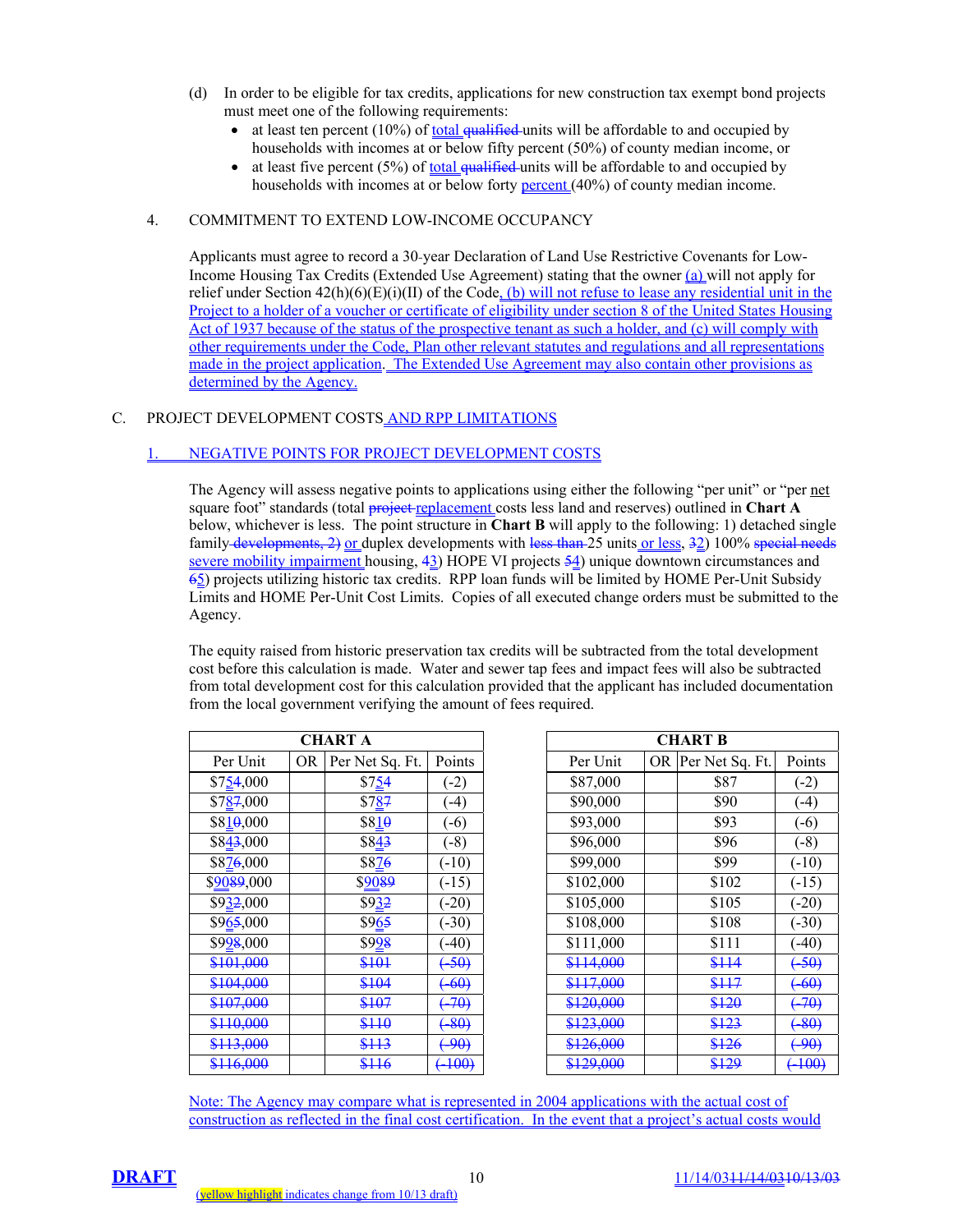(d) In order to be eligible for tax credits, applications for new construction tax exempt bond projects must meet one of the following requirements:

- at least ten percent (10%) of total ~~qualified~~ units will be affordable to and occupied by households with incomes at or below fifty percent (50%) of county median income, or
- at least five percent (5%) of total ~~qualified~~ units will be affordable to and occupied by households with incomes at or below forty percent (40%) of county median income.

4. COMMITMENT TO EXTEND LOW-INCOME OCCUPANCY

Applicants must agree to record a 30-year Declaration of Land Use Restrictive Covenants for Low-Income Housing Tax Credits (Extended Use Agreement) stating that the owner (a) will not apply for relief under Section 42(h)(6)(E)(i)(II) of the Code, (b) will not refuse to lease any residential unit in the Project to a holder of a voucher or certificate of eligibility under section 8 of the United States Housing Act of 1937 because of the status of the prospective tenant as such a holder, and (c) will comply with other requirements under the Code, Plan other relevant statutes and regulations and all representations made in the project application. The Extended Use Agreement may also contain other provisions as determined by the Agency.

C. PROJECT DEVELOPMENT COSTS AND RPP LIMITATIONS

1. NEGATIVE POINTS FOR PROJECT DEVELOPMENT COSTS

The Agency will assess negative points to applications using either the following "per unit" or "per net square foot" standards (total ~~project~~ replacement costs less land and reserves) outlined in **Chart A** below, whichever is less. The point structure in **Chart B** will apply to the following: 1) detached single family ~~developments, 2)~~ or duplex developments with ~~less than~~ 25 units or less, ~~3~~2) 100% ~~special needs~~ severe mobility impairment housing, ~~4~~3) HOPE VI projects ~~5~~4) unique downtown circumstances and ~~6~~5) projects utilizing historic tax credits. RPP loan funds will be limited by HOME Per-Unit Subsidy Limits and HOME Per-Unit Cost Limits. Copies of all executed change orders must be submitted to the Agency.

The equity raised from historic preservation tax credits will be subtracted from the total development cost before this calculation is made. Water and sewer tap fees and impact fees will also be subtracted from total development cost for this calculation provided that the applicant has included documentation from the local government verifying the amount of fees required.

**CHART A**

| Per Unit | OR | Per Net Sq. Ft. | Points |
|---|---|---|---|
| $75~~4~~,000 | | $75~~4~~ | (-2) |
| $78~~7~~,000 | | $78~~7~~ | (-4) |
| $81~~0~~,000 | | $81~~0~~ | (-6) |
| $84~~3~~,000 | | $84~~3~~ | (-8) |
| $87~~6~~,000 | | $87~~6~~ | (-10) |
| $90~~89~~,000 | | $90~~89~~ | (-15) |
| $93~~2~~,000 | | $93~~2~~ | (-20) |
| $96~~5~~,000 | | $96~~5~~ | (-30) |
| $99~~8~~,000 | | $99~~8~~ | (-40) |
| ~~$101,000~~ | | ~~$101~~ | ~~(-50)~~ |
| ~~$104,000~~ | | ~~$104~~ | ~~(-60)~~ |
| ~~$107,000~~ | | ~~$107~~ | ~~(-70)~~ |
| ~~$110,000~~ | | ~~$110~~ | ~~(-80)~~ |
| ~~$113,000~~ | | ~~$113~~ | ~~(-90)~~ |
| ~~$116,000~~ | | ~~$116~~ | ~~(-100)~~ |

**CHART B**

| Per Unit | OR | Per Net Sq. Ft. | Points |
|---|---|---|---|
| $87,000 | | $87 | (-2) |
| $90,000 | | $90 | (-4) |
| $93,000 | | $93 | (-6) |
| $96,000 | | $96 | (-8) |
| $99,000 | | $99 | (-10) |
| $102,000 | | $102 | (-15) |
| $105,000 | | $105 | (-20) |
| $108,000 | | $108 | (-30) |
| $111,000 | | $111 | (-40) |
| ~~$114,000~~ | | ~~$114~~ | ~~(-50)~~ |
| ~~$117,000~~ | | ~~$117~~ | ~~(-60)~~ |
| ~~$120,000~~ | | ~~$120~~ | ~~(-70)~~ |
| ~~$123,000~~ | | ~~$123~~ | ~~(-80)~~ |
| ~~$126,000~~ | | ~~$126~~ | ~~(-90)~~ |
| ~~$129,000~~ | | ~~$129~~ | ~~(-100)~~ |

Note: The Agency may compare what is represented in 2004 applications with the actual cost of construction as reflected in the final cost certification. In the event that a project's actual costs would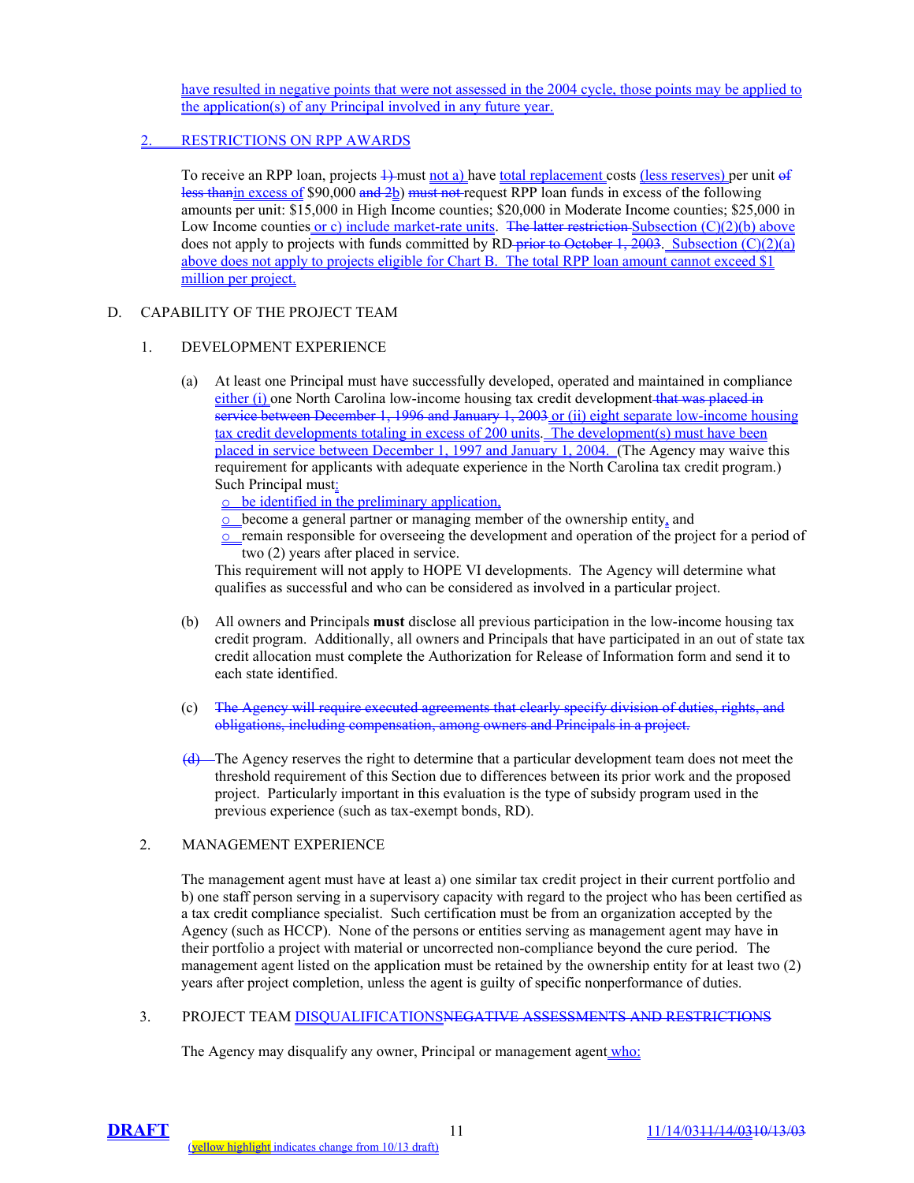have resulted in negative points that were not assessed in the 2004 cycle, those points may be applied to the application(s) of any Principal involved in any future year.

### 2. RESTRICTIONS ON RPP AWARDS

To receive an RPP loan, projects ~~1)~~ must not a) have total replacement costs (less reserves) per unit ~~of less than~~in excess of $90,000 ~~and 2~~b) ~~must not~~ request RPP loan funds in excess of the following amounts per unit: $15,000 in High Income counties; $20,000 in Moderate Income counties; $25,000 in Low Income counties or c) include market-rate units. ~~The latter restriction~~ Subsection (C)(2)(b) above does not apply to projects with funds committed by RD ~~prior to October 1, 2003~~. Subsection (C)(2)(a) above does not apply to projects eligible for Chart B. The total RPP loan amount cannot exceed $1 million per project.

## D. CAPABILITY OF THE PROJECT TEAM

### 1. DEVELOPMENT EXPERIENCE

(a) At least one Principal must have successfully developed, operated and maintained in compliance either (i) one North Carolina low-income housing tax credit development ~~that was placed in service between December 1, 1996 and January 1, 2003~~ or (ii) eight separate low-income housing tax credit developments totaling in excess of 200 units. The development(s) must have been placed in service between December 1, 1997 and January 1, 2004. (The Agency may waive this requirement for applicants with adequate experience in the North Carolina tax credit program.) Such Principal must:

- be identified in the preliminary application,
- become a general partner or managing member of the ownership entity, and
- remain responsible for overseeing the development and operation of the project for a period of two (2) years after placed in service.

This requirement will not apply to HOPE VI developments. The Agency will determine what qualifies as successful and who can be considered as involved in a particular project.

(b) All owners and Principals **must** disclose all previous participation in the low-income housing tax credit program. Additionally, all owners and Principals that have participated in an out of state tax credit allocation must complete the Authorization for Release of Information form and send it to each state identified.

(c) ~~The Agency will require executed agreements that clearly specify division of duties, rights, and obligations, including compensation, among owners and Principals in a project.~~

~~(d)~~ The Agency reserves the right to determine that a particular development team does not meet the threshold requirement of this Section due to differences between its prior work and the proposed project. Particularly important in this evaluation is the type of subsidy program used in the previous experience (such as tax-exempt bonds, RD).

### 2. MANAGEMENT EXPERIENCE

The management agent must have at least a) one similar tax credit project in their current portfolio and b) one staff person serving in a supervisory capacity with regard to the project who has been certified as a tax credit compliance specialist. Such certification must be from an organization accepted by the Agency (such as HCCP). None of the persons or entities serving as management agent may have in their portfolio a project with material or uncorrected non-compliance beyond the cure period. The management agent listed on the application must be retained by the ownership entity for at least two (2) years after project completion, unless the agent is guilty of specific nonperformance of duties.

### 3. PROJECT TEAM DISQUALIFICATIONS~~NEGATIVE ASSESSMENTS AND RESTRICTIONS~~

The Agency may disqualify any owner, Principal or management agent who: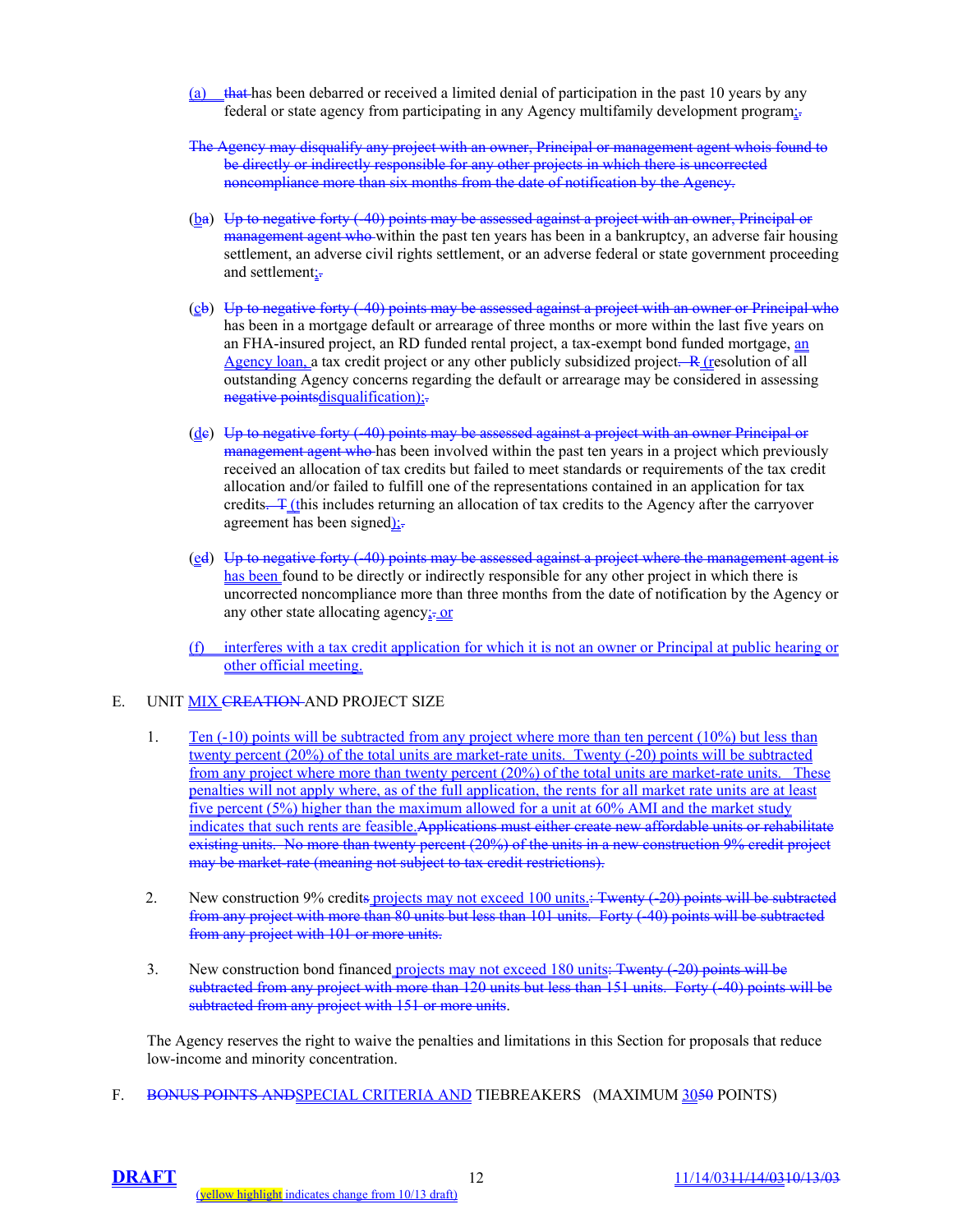(a) ~~that~~ has been debarred or received a limited denial of participation in the past 10 years by any federal or state agency from participating in any Agency multifamily development program;~~.~~

~~The Agency may disqualify any project with an owner, Principal or management agent whois found to be directly or indirectly responsible for any other projects in which there is uncorrected noncompliance more than six months from the date of notification by the Agency.~~

(b~~a~~) ~~Up to negative forty (-40) points may be assessed against a project with an owner, Principal or management agent who~~ within the past ten years has been in a bankruptcy, an adverse fair housing settlement, an adverse civil rights settlement, or an adverse federal or state government proceeding and settlement;~~.~~

(c~~b~~) ~~Up to negative forty (-40) points may be assessed against a project with an owner or Principal who~~ has been in a mortgage default or arrearage of three months or more within the last five years on an FHA-insured project, an RD funded rental project, a tax-exempt bond funded mortgage, an Agency loan, a tax credit project or any other publicly subsidized project~~. R~~ (resolution of all outstanding Agency concerns regarding the default or arrearage may be considered in assessing ~~negative points~~disqualification);~~.~~

(d~~c~~) ~~Up to negative forty (-40) points may be assessed against a project with an owner Principal or management agent who~~ has been involved within the past ten years in a project which previously received an allocation of tax credits but failed to meet standards or requirements of the tax credit allocation and/or failed to fulfill one of the representations contained in an application for tax credits~~. T~~ (this includes returning an allocation of tax credits to the Agency after the carryover agreement has been signed);~~.~~

(e~~d~~) ~~Up to negative forty (-40) points may be assessed against a project where the management agent is~~ has been found to be directly or indirectly responsible for any other project in which there is uncorrected noncompliance more than three months from the date of notification by the Agency or any other state allocating agency;~~.~~ or

(f) interferes with a tax credit application for which it is not an owner or Principal at public hearing or other official meeting.

E. UNIT MIX ~~CREATION~~ AND PROJECT SIZE

1. Ten (-10) points will be subtracted from any project where more than ten percent (10%) but less than twenty percent (20%) of the total units are market-rate units. Twenty (-20) points will be subtracted from any project where more than twenty percent (20%) of the total units are market-rate units. These penalties will not apply where, as of the full application, the rents for all market rate units are at least five percent (5%) higher than the maximum allowed for a unit at 60% AMI and the market study indicates that such rents are feasible.~~Applications must either create new affordable units or rehabilitate existing units. No more than twenty percent (20%) of the units in a new construction 9% credit project may be market-rate (meaning not subject to tax credit restrictions).~~

2. New construction 9% credit~~s~~ projects may not exceed 100 units.~~: Twenty (-20) points will be subtracted from any project with more than 80 units but less than 101 units. Forty (-40) points will be subtracted from any project with 101 or more units.~~

3. New construction bond financed projects may not exceed 180 units~~: Twenty (-20) points will be subtracted from any project with more than 120 units but less than 151 units. Forty (-40) points will be subtracted from any project with 151 or more units~~.

The Agency reserves the right to waive the penalties and limitations in this Section for proposals that reduce low-income and minority concentration.

F. ~~BONUS POINTS AND~~SPECIAL CRITERIA AND TIEBREAKERS (MAXIMUM 30~~50~~ POINTS)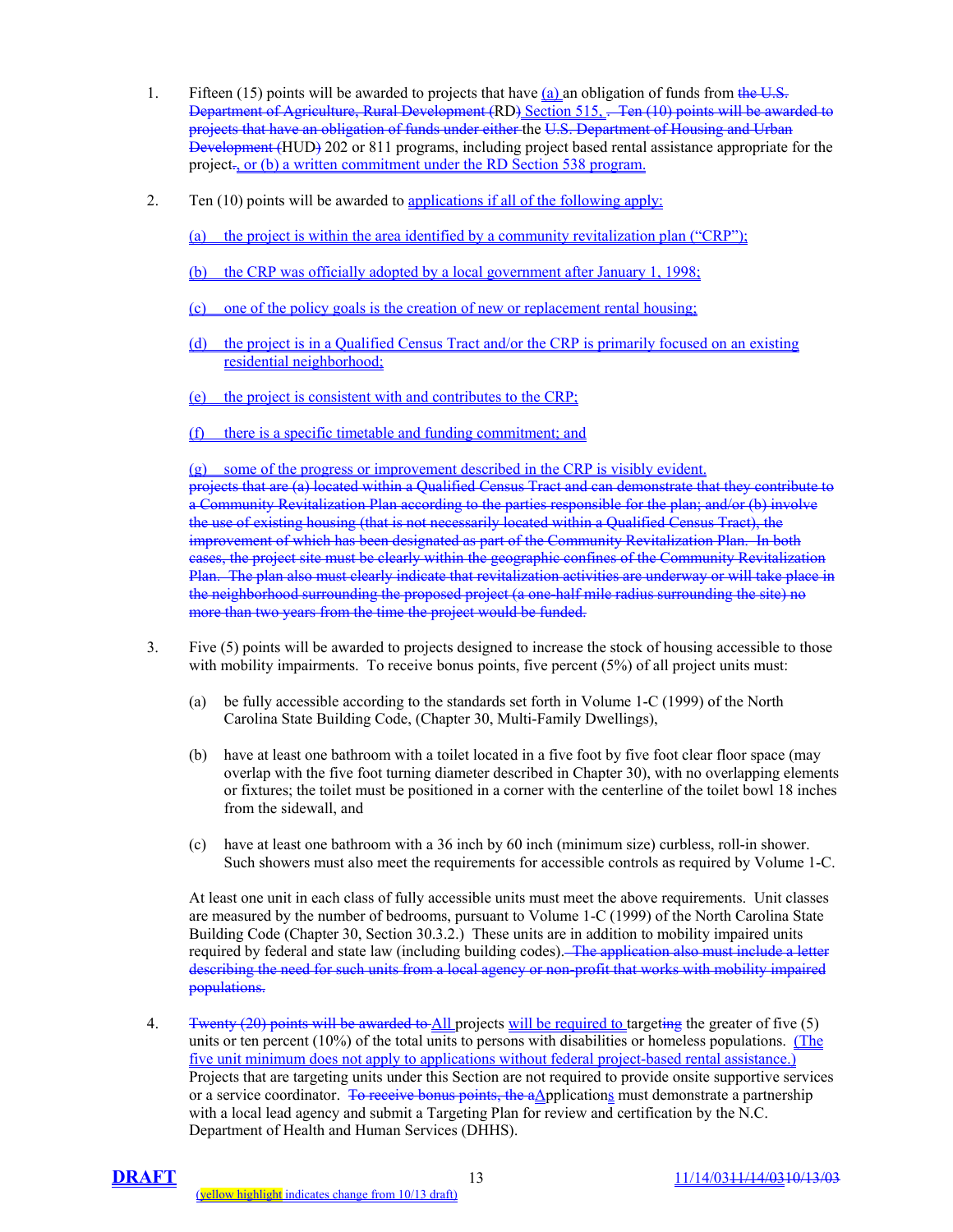1. Fifteen (15) points will be awarded to projects that have (a) an obligation of funds from ~~the U.S. Department of Agriculture, Rural Development (~~RD~~)~~ Section 515, ~~. Ten (10) points will be awarded to projects that have an obligation of funds under either~~ the ~~U.S. Department of Housing and Urban Development (~~HUD~~)~~ 202 or 811 programs, including project based rental assistance appropriate for the project~~.~~, or (b) a written commitment under the RD Section 538 program.

2. Ten (10) points will be awarded to applications if all of the following apply:

   (a) the project is within the area identified by a community revitalization plan ("CRP");

   (b) the CRP was officially adopted by a local government after January 1, 1998;

   (c) one of the policy goals is the creation of new or replacement rental housing;

   (d) the project is in a Qualified Census Tract and/or the CRP is primarily focused on an existing residential neighborhood;

   (e) the project is consistent with and contributes to the CRP;

   (f) there is a specific timetable and funding commitment; and

   (g) some of the progress or improvement described in the CRP is visibly evident.
   ~~projects that are (a) located within a Qualified Census Tract and can demonstrate that they contribute to a Community Revitalization Plan according to the parties responsible for the plan; and/or (b) involve the use of existing housing (that is not necessarily located within a Qualified Census Tract), the improvement of which has been designated as part of the Community Revitalization Plan. In both cases, the project site must be clearly within the geographic confines of the Community Revitalization Plan. The plan also must clearly indicate that revitalization activities are underway or will take place in the neighborhood surrounding the proposed project (a one-half mile radius surrounding the site) no more than two years from the time the project would be funded.~~

3. Five (5) points will be awarded to projects designed to increase the stock of housing accessible to those with mobility impairments. To receive bonus points, five percent (5%) of all project units must:

   (a) be fully accessible according to the standards set forth in Volume 1-C (1999) of the North Carolina State Building Code, (Chapter 30, Multi-Family Dwellings),

   (b) have at least one bathroom with a toilet located in a five foot by five foot clear floor space (may overlap with the five foot turning diameter described in Chapter 30), with no overlapping elements or fixtures; the toilet must be positioned in a corner with the centerline of the toilet bowl 18 inches from the sidewall, and

   (c) have at least one bathroom with a 36 inch by 60 inch (minimum size) curbless, roll-in shower. Such showers must also meet the requirements for accessible controls as required by Volume 1-C.

   At least one unit in each class of fully accessible units must meet the above requirements. Unit classes are measured by the number of bedrooms, pursuant to Volume 1-C (1999) of the North Carolina State Building Code (Chapter 30, Section 30.3.2.) These units are in addition to mobility impaired units required by federal and state law (including building codes). ~~The application also must include a letter describing the need for such units from a local agency or non-profit that works with mobility impaired populations.~~

4. ~~Twenty (20) points will be awarded to~~ All projects will be required to target~~ing~~ the greater of five (5) units or ten percent (10%) of the total units to persons with disabilities or homeless populations. (The five unit minimum does not apply to applications without federal project-based rental assistance.) Projects that are targeting units under this Section are not required to provide onsite supportive services or a service coordinator. ~~To receive bonus points, the a~~Applications must demonstrate a partnership with a local lead agency and submit a Targeting Plan for review and certification by the N.C. Department of Health and Human Services (DHHS).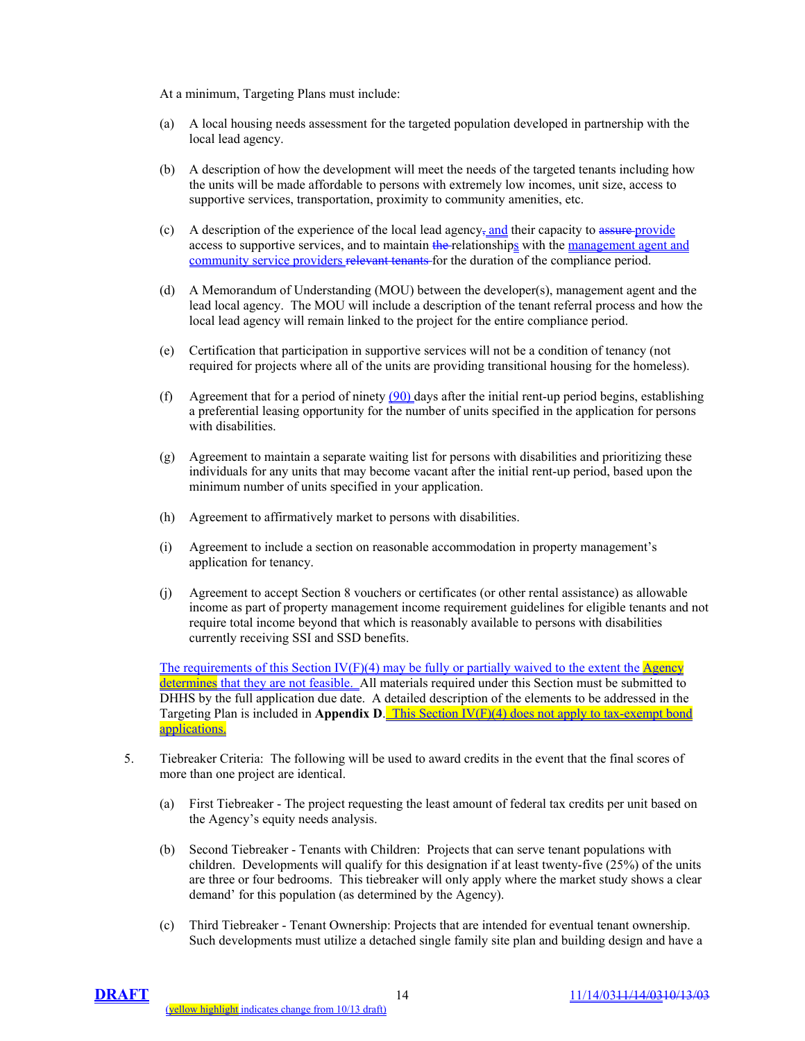At a minimum, Targeting Plans must include:

(a) A local housing needs assessment for the targeted population developed in partnership with the local lead agency.

(b) A description of how the development will meet the needs of the targeted tenants including how the units will be made affordable to persons with extremely low incomes, unit size, access to supportive services, transportation, proximity to community amenities, etc.

(c) A description of the experience of the local lead agency, and their capacity to ~~assure~~ provide access to supportive services, and to maintain ~~the~~ relationships with the management agent and community service providers ~~relevant tenants~~ for the duration of the compliance period.

(d) A Memorandum of Understanding (MOU) between the developer(s), management agent and the lead local agency. The MOU will include a description of the tenant referral process and how the local lead agency will remain linked to the project for the entire compliance period.

(e) Certification that participation in supportive services will not be a condition of tenancy (not required for projects where all of the units are providing transitional housing for the homeless).

(f) Agreement that for a period of ninety (90) days after the initial rent-up period begins, establishing a preferential leasing opportunity for the number of units specified in the application for persons with disabilities.

(g) Agreement to maintain a separate waiting list for persons with disabilities and prioritizing these individuals for any units that may become vacant after the initial rent-up period, based upon the minimum number of units specified in your application.

(h) Agreement to affirmatively market to persons with disabilities.

(i) Agreement to include a section on reasonable accommodation in property management's application for tenancy.

(j) Agreement to accept Section 8 vouchers or certificates (or other rental assistance) as allowable income as part of property management income requirement guidelines for eligible tenants and not require total income beyond that which is reasonably available to persons with disabilities currently receiving SSI and SSD benefits.

The requirements of this Section IV(F)(4) may be fully or partially waived to the extent the Agency determines that they are not feasible. All materials required under this Section must be submitted to DHHS by the full application due date. A detailed description of the elements to be addressed in the Targeting Plan is included in **Appendix D**. This Section IV(F)(4) does not apply to tax-exempt bond applications.

5. Tiebreaker Criteria: The following will be used to award credits in the event that the final scores of more than one project are identical.

   (a) First Tiebreaker - The project requesting the least amount of federal tax credits per unit based on the Agency's equity needs analysis.

   (b) Second Tiebreaker - Tenants with Children: Projects that can serve tenant populations with children. Developments will qualify for this designation if at least twenty-five (25%) of the units are three or four bedrooms. This tiebreaker will only apply where the market study shows a clear demand' for this population (as determined by the Agency).

   (c) Third Tiebreaker - Tenant Ownership: Projects that are intended for eventual tenant ownership. Such developments must utilize a detached single family site plan and building design and have a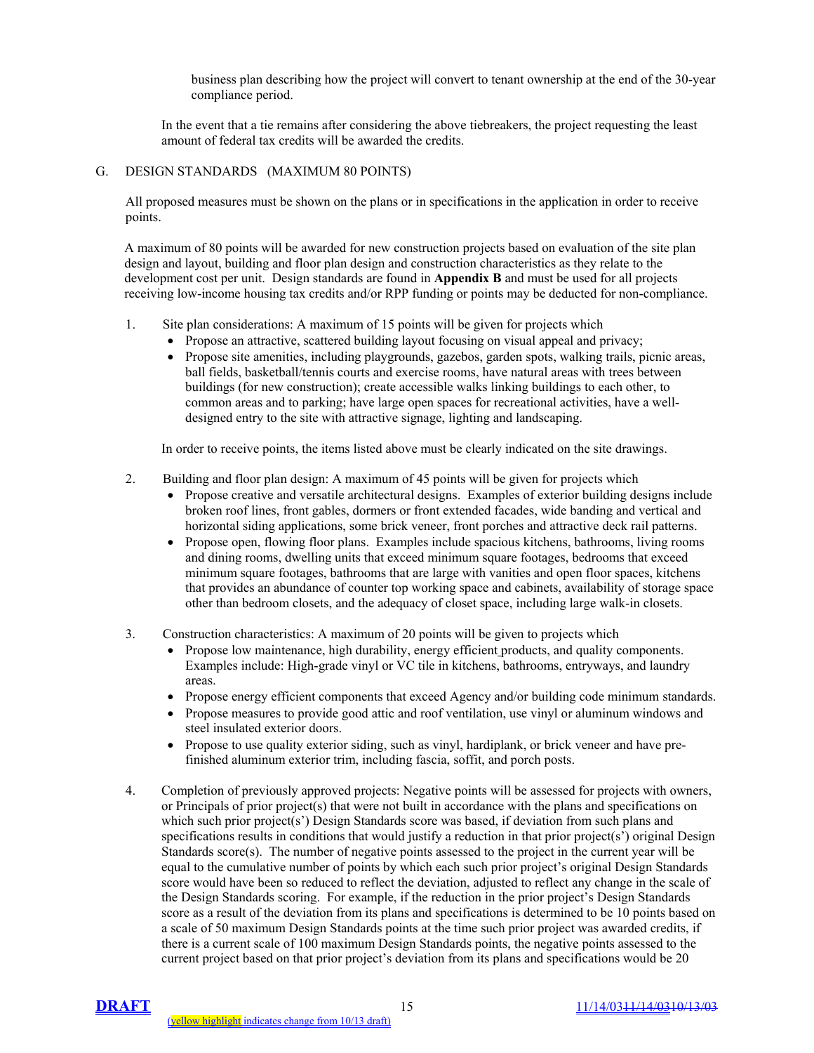business plan describing how the project will convert to tenant ownership at the end of the 30-year compliance period.

In the event that a tie remains after considering the above tiebreakers, the project requesting the least amount of federal tax credits will be awarded the credits.

## G. DESIGN STANDARDS (MAXIMUM 80 POINTS)

All proposed measures must be shown on the plans or in specifications in the application in order to receive points.

A maximum of 80 points will be awarded for new construction projects based on evaluation of the site plan design and layout, building and floor plan design and construction characteristics as they relate to the development cost per unit. Design standards are found in **Appendix B** and must be used for all projects receiving low-income housing tax credits and/or RPP funding or points may be deducted for non-compliance.

1. Site plan considerations: A maximum of 15 points will be given for projects which
   - Propose an attractive, scattered building layout focusing on visual appeal and privacy;
   - Propose site amenities, including playgrounds, gazebos, garden spots, walking trails, picnic areas, ball fields, basketball/tennis courts and exercise rooms, have natural areas with trees between buildings (for new construction); create accessible walks linking buildings to each other, to common areas and to parking; have large open spaces for recreational activities, have a well-designed entry to the site with attractive signage, lighting and landscaping.

   In order to receive points, the items listed above must be clearly indicated on the site drawings.

2. Building and floor plan design: A maximum of 45 points will be given for projects which
   - Propose creative and versatile architectural designs. Examples of exterior building designs include broken roof lines, front gables, dormers or front extended facades, wide banding and vertical and horizontal siding applications, some brick veneer, front porches and attractive deck rail patterns.
   - Propose open, flowing floor plans. Examples include spacious kitchens, bathrooms, living rooms and dining rooms, dwelling units that exceed minimum square footages, bedrooms that exceed minimum square footages, bathrooms that are large with vanities and open floor spaces, kitchens that provides an abundance of counter top working space and cabinets, availability of storage space other than bedroom closets, and the adequacy of closet space, including large walk-in closets.

3. Construction characteristics: A maximum of 20 points will be given to projects which
   - Propose low maintenance, high durability, energy efficient products, and quality components. Examples include: High-grade vinyl or VC tile in kitchens, bathrooms, entryways, and laundry areas.
   - Propose energy efficient components that exceed Agency and/or building code minimum standards.
   - Propose measures to provide good attic and roof ventilation, use vinyl or aluminum windows and steel insulated exterior doors.
   - Propose to use quality exterior siding, such as vinyl, hardiplank, or brick veneer and have pre-finished aluminum exterior trim, including fascia, soffit, and porch posts.

4. Completion of previously approved projects: Negative points will be assessed for projects with owners, or Principals of prior project(s) that were not built in accordance with the plans and specifications on which such prior project(s') Design Standards score was based, if deviation from such plans and specifications results in conditions that would justify a reduction in that prior project(s') original Design Standards score(s). The number of negative points assessed to the project in the current year will be equal to the cumulative number of points by which each such prior project's original Design Standards score would have been so reduced to reflect the deviation, adjusted to reflect any change in the scale of the Design Standards scoring. For example, if the reduction in the prior project's Design Standards score as a result of the deviation from its plans and specifications is determined to be 10 points based on a scale of 50 maximum Design Standards points at the time such prior project was awarded credits, if there is a current scale of 100 maximum Design Standards points, the negative points assessed to the current project based on that prior project's deviation from its plans and specifications would be 20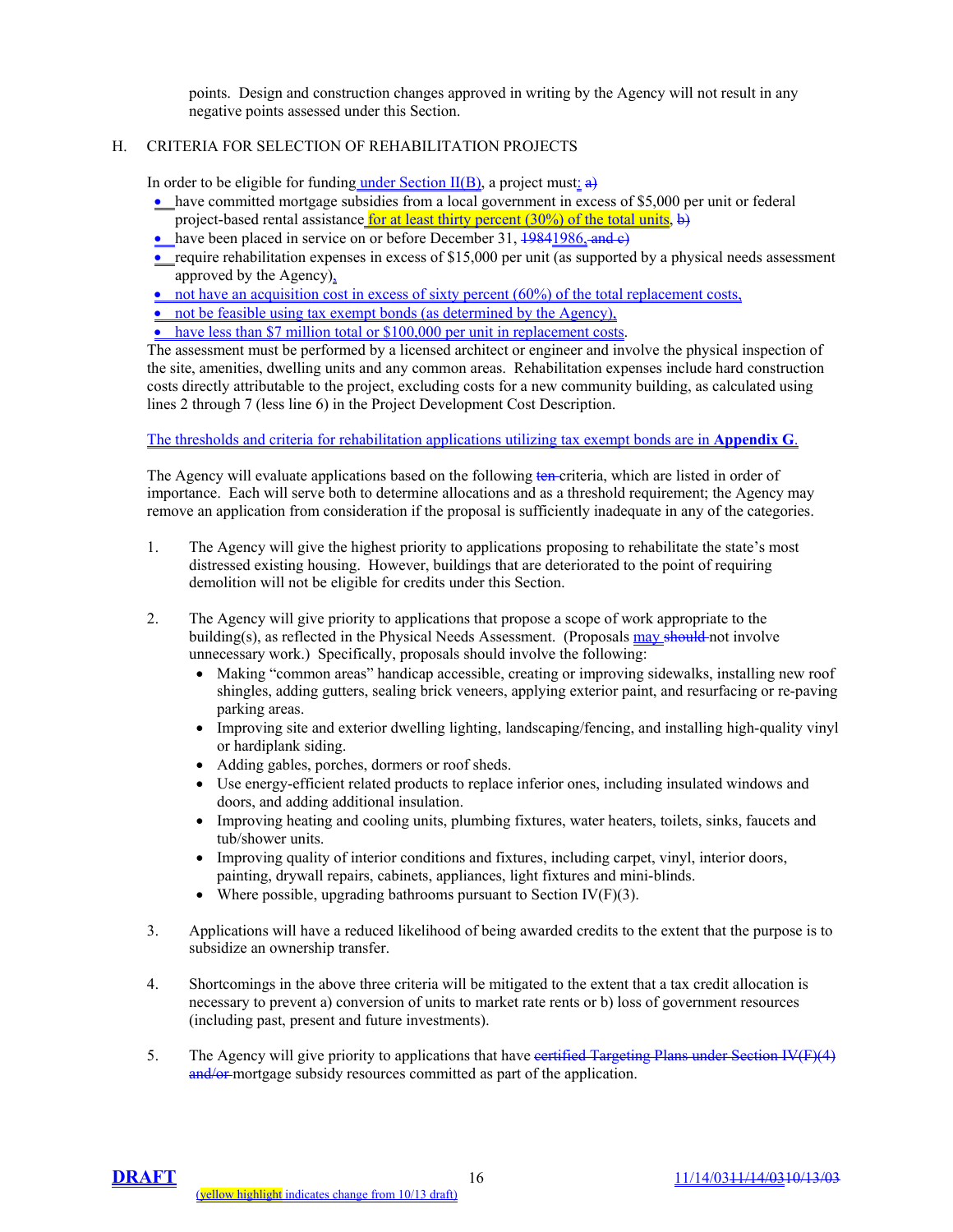points. Design and construction changes approved in writing by the Agency will not result in any negative points assessed under this Section.

## H. CRITERIA FOR SELECTION OF REHABILITATION PROJECTS

In order to be eligible for funding under Section II(B), a project must:

- have committed mortgage subsidies from a local government in excess of $5,000 per unit or federal project-based rental assistance for at least thirty percent (30%) of the total units,
- have been placed in service on or before December 31, 1986,
- require rehabilitation expenses in excess of $15,000 per unit (as supported by a physical needs assessment approved by the Agency),
- not have an acquisition cost in excess of sixty percent (60%) of the total replacement costs,
- not be feasible using tax exempt bonds (as determined by the Agency),
- have less than $7 million total or $100,000 per unit in replacement costs.

The assessment must be performed by a licensed architect or engineer and involve the physical inspection of the site, amenities, dwelling units and any common areas. Rehabilitation expenses include hard construction costs directly attributable to the project, excluding costs for a new community building, as calculated using lines 2 through 7 (less line 6) in the Project Development Cost Description.

The thresholds and criteria for rehabilitation applications utilizing tax exempt bonds are in **Appendix G**.

The Agency will evaluate applications based on the following criteria, which are listed in order of importance. Each will serve both to determine allocations and as a threshold requirement; the Agency may remove an application from consideration if the proposal is sufficiently inadequate in any of the categories.

1. The Agency will give the highest priority to applications proposing to rehabilitate the state's most distressed existing housing. However, buildings that are deteriorated to the point of requiring demolition will not be eligible for credits under this Section.

2. The Agency will give priority to applications that propose a scope of work appropriate to the building(s), as reflected in the Physical Needs Assessment. (Proposals may not involve unnecessary work.) Specifically, proposals should involve the following:
   - Making "common areas" handicap accessible, creating or improving sidewalks, installing new roof shingles, adding gutters, sealing brick veneers, applying exterior paint, and resurfacing or re-paving parking areas.
   - Improving site and exterior dwelling lighting, landscaping/fencing, and installing high-quality vinyl or hardiplank siding.
   - Adding gables, porches, dormers or roof sheds.
   - Use energy-efficient related products to replace inferior ones, including insulated windows and doors, and adding additional insulation.
   - Improving heating and cooling units, plumbing fixtures, water heaters, toilets, sinks, faucets and tub/shower units.
   - Improving quality of interior conditions and fixtures, including carpet, vinyl, interior doors, painting, drywall repairs, cabinets, appliances, light fixtures and mini-blinds.
   - Where possible, upgrading bathrooms pursuant to Section IV(F)(3).

3. Applications will have a reduced likelihood of being awarded credits to the extent that the purpose is to subsidize an ownership transfer.

4. Shortcomings in the above three criteria will be mitigated to the extent that a tax credit allocation is necessary to prevent a) conversion of units to market rate rents or b) loss of government resources (including past, present and future investments).

5. The Agency will give priority to applications that have mortgage subsidy resources committed as part of the application.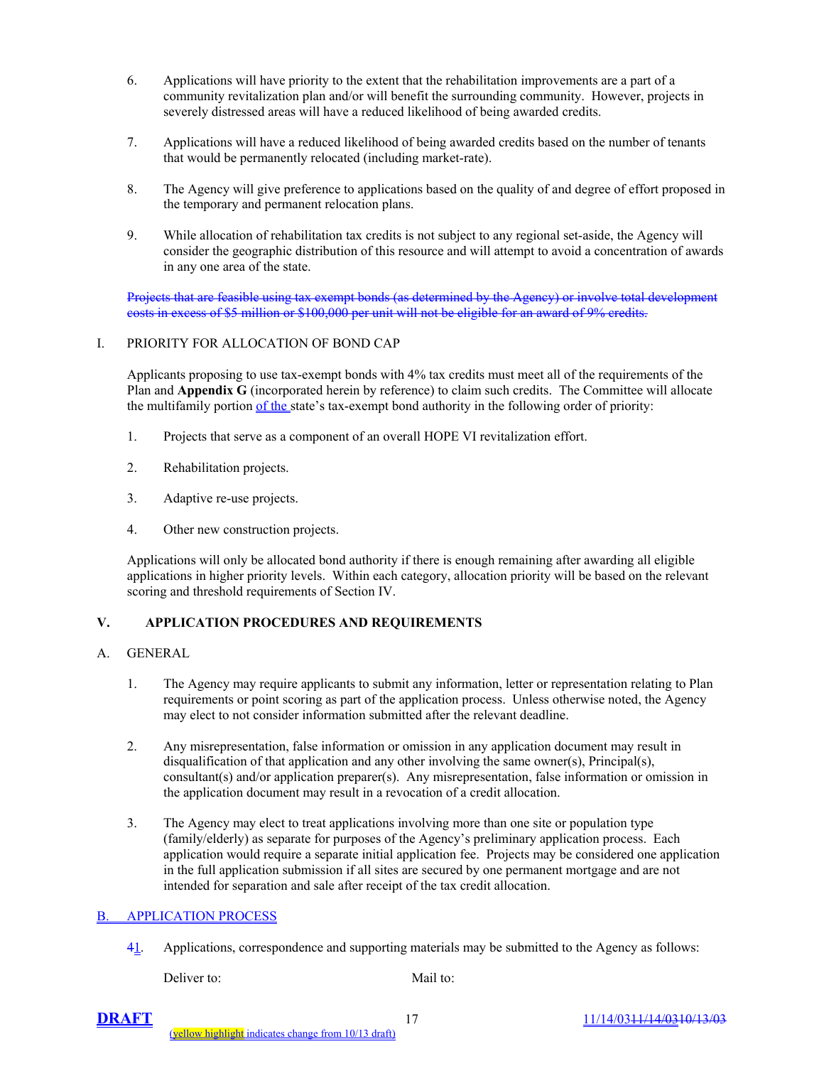6. Applications will have priority to the extent that the rehabilitation improvements are a part of a community revitalization plan and/or will benefit the surrounding community. However, projects in severely distressed areas will have a reduced likelihood of being awarded credits.

7. Applications will have a reduced likelihood of being awarded credits based on the number of tenants that would be permanently relocated (including market-rate).

8. The Agency will give preference to applications based on the quality of and degree of effort proposed in the temporary and permanent relocation plans.

9. While allocation of rehabilitation tax credits is not subject to any regional set-aside, the Agency will consider the geographic distribution of this resource and will attempt to avoid a concentration of awards in any one area of the state.

~~Projects that are feasible using tax exempt bonds (as determined by the Agency) or involve total development costs in excess of $5 million or $100,000 per unit will not be eligible for an award of 9% credits.~~

I. PRIORITY FOR ALLOCATION OF BOND CAP

Applicants proposing to use tax-exempt bonds with 4% tax credits must meet all of the requirements of the Plan and **Appendix G** (incorporated herein by reference) to claim such credits. The Committee will allocate the multifamily portion of the state's tax-exempt bond authority in the following order of priority:

1. Projects that serve as a component of an overall HOPE VI revitalization effort.

2. Rehabilitation projects.

3. Adaptive re-use projects.

4. Other new construction projects.

Applications will only be allocated bond authority if there is enough remaining after awarding all eligible applications in higher priority levels. Within each category, allocation priority will be based on the relevant scoring and threshold requirements of Section IV.

## V. APPLICATION PROCEDURES AND REQUIREMENTS

A. GENERAL

1. The Agency may require applicants to submit any information, letter or representation relating to Plan requirements or point scoring as part of the application process. Unless otherwise noted, the Agency may elect to not consider information submitted after the relevant deadline.

2. Any misrepresentation, false information or omission in any application document may result in disqualification of that application and any other involving the same owner(s), Principal(s), consultant(s) and/or application preparer(s). Any misrepresentation, false information or omission in the application document may result in a revocation of a credit allocation.

3. The Agency may elect to treat applications involving more than one site or population type (family/elderly) as separate for purposes of the Agency's preliminary application process. Each application would require a separate initial application fee. Projects may be considered one application in the full application submission if all sites are secured by one permanent mortgage and are not intended for separation and sale after receipt of the tax credit allocation.

B. APPLICATION PROCESS

~~4~~1. Applications, correspondence and supporting materials may be submitted to the Agency as follows:

Deliver to: Mail to: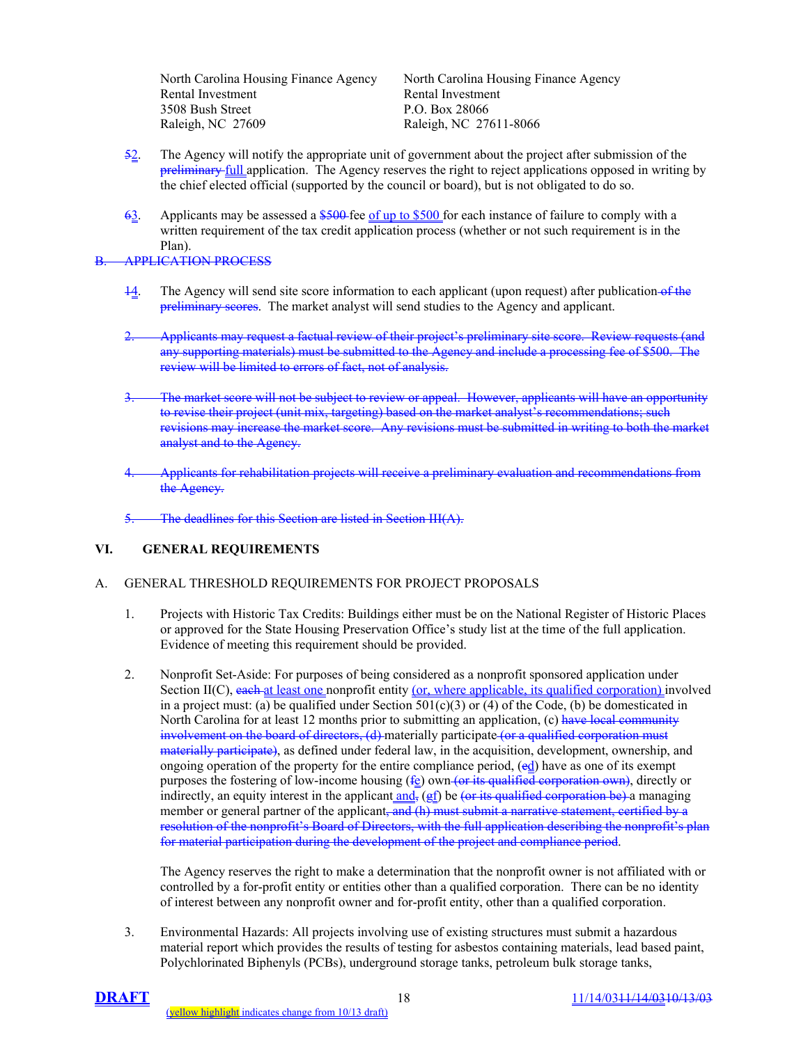North Carolina Housing Finance Agency
Rental Investment
3508 Bush Street
Raleigh, NC 27609

North Carolina Housing Finance Agency
Rental Investment
P.O. Box 28066
Raleigh, NC 27611-8066

~~5~~2. The Agency will notify the appropriate unit of government about the project after submission of the ~~preliminary~~ full application. The Agency reserves the right to reject applications opposed in writing by the chief elected official (supported by the council or board), but is not obligated to do so.

~~6~~3. Applicants may be assessed a ~~$500~~ fee of up to $500 for each instance of failure to comply with a written requirement of the tax credit application process (whether or not such requirement is in the Plan).

~~B. APPLICATION PROCESS~~

~~1~~4. The Agency will send site score information to each applicant (upon request) after publication ~~of the preliminary scores~~. The market analyst will send studies to the Agency and applicant.

~~2. Applicants may request a factual review of their project's preliminary site score. Review requests (and any supporting materials) must be submitted to the Agency and include a processing fee of $500. The review will be limited to errors of fact, not of analysis.~~

~~3. The market score will not be subject to review or appeal. However, applicants will have an opportunity to revise their project (unit mix, targeting) based on the market analyst's recommendations; such revisions may increase the market score. Any revisions must be submitted in writing to both the market analyst and to the Agency.~~

~~4. Applicants for rehabilitation projects will receive a preliminary evaluation and recommendations from the Agency.~~

~~5. The deadlines for this Section are listed in Section III(A).~~

## VI. GENERAL REQUIREMENTS

### A. GENERAL THRESHOLD REQUIREMENTS FOR PROJECT PROPOSALS

1. Projects with Historic Tax Credits: Buildings either must be on the National Register of Historic Places or approved for the State Housing Preservation Office's study list at the time of the full application. Evidence of meeting this requirement should be provided.

2. Nonprofit Set-Aside: For purposes of being considered as a nonprofit sponsored application under Section II(C), ~~each~~ at least one nonprofit entity (or, where applicable, its qualified corporation) involved in a project must: (a) be qualified under Section 501(c)(3) or (4) of the Code, (b) be domesticated in North Carolina for at least 12 months prior to submitting an application, (c) ~~have local community involvement on the board of directors, (d)~~ materially participate ~~(or a qualified corporation must materially participate)~~, as defined under federal law, in the acquisition, development, ownership, and ongoing operation of the property for the entire compliance period, (~~e~~d) have as one of its exempt purposes the fostering of low-income housing (~~f~~e) own ~~(or its qualified corporation own)~~, directly or indirectly, an equity interest in the applicant and~~,~~ (~~g~~f) be ~~(or its qualified corporation be)~~ a managing member or general partner of the applicant~~, and (h) must submit a narrative statement, certified by a resolution of the nonprofit's Board of Directors, with the full application describing the nonprofit's plan for material participation during the development of the project and compliance period~~.

   The Agency reserves the right to make a determination that the nonprofit owner is not affiliated with or controlled by a for-profit entity or entities other than a qualified corporation. There can be no identity of interest between any nonprofit owner and for-profit entity, other than a qualified corporation.

3. Environmental Hazards: All projects involving use of existing structures must submit a hazardous material report which provides the results of testing for asbestos containing materials, lead based paint, Polychlorinated Biphenyls (PCBs), underground storage tanks, petroleum bulk storage tanks,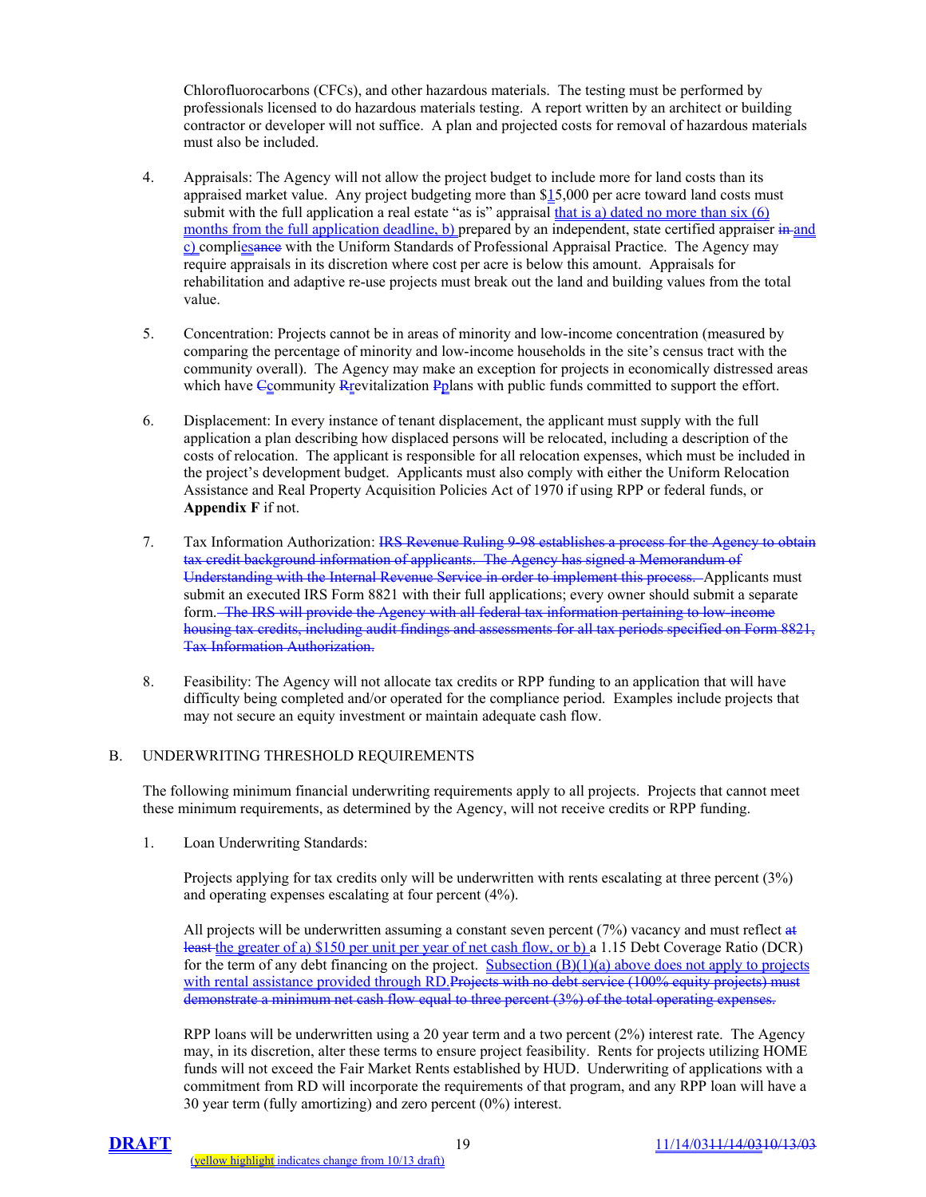Chlorofluorocarbons (CFCs), and other hazardous materials. The testing must be performed by professionals licensed to do hazardous materials testing. A report written by an architect or building contractor or developer will not suffice. A plan and projected costs for removal of hazardous materials must also be included.

4. Appraisals: The Agency will not allow the project budget to include more for land costs than its appraised market value. Any project budgeting more than $15,000 per acre toward land costs must submit with the full application a real estate "as is" appraisal that is a) dated no more than six (6) months from the full application deadline, b) prepared by an independent, state certified appraiser ~~in~~ and c) complies~~ance~~ with the Uniform Standards of Professional Appraisal Practice. The Agency may require appraisals in its discretion where cost per acre is below this amount. Appraisals for rehabilitation and adaptive re-use projects must break out the land and building values from the total value.

5. Concentration: Projects cannot be in areas of minority and low-income concentration (measured by comparing the percentage of minority and low-income households in the site's census tract with the community overall). The Agency may make an exception for projects in economically distressed areas which have ~~C~~community ~~R~~revitalization ~~P~~plans with public funds committed to support the effort.

6. Displacement: In every instance of tenant displacement, the applicant must supply with the full application a plan describing how displaced persons will be relocated, including a description of the costs of relocation. The applicant is responsible for all relocation expenses, which must be included in the project's development budget. Applicants must also comply with either the Uniform Relocation Assistance and Real Property Acquisition Policies Act of 1970 if using RPP or federal funds, or **Appendix F** if not.

7. Tax Information Authorization: ~~IRS Revenue Ruling 9-98 establishes a process for the Agency to obtain tax credit background information of applicants. The Agency has signed a Memorandum of Understanding with the Internal Revenue Service in order to implement this process.~~ Applicants must submit an executed IRS Form 8821 with their full applications; every owner should submit a separate form. ~~The IRS will provide the Agency with all federal tax information pertaining to low-income housing tax credits, including audit findings and assessments for all tax periods specified on Form 8821, Tax Information Authorization.~~

8. Feasibility: The Agency will not allocate tax credits or RPP funding to an application that will have difficulty being completed and/or operated for the compliance period. Examples include projects that may not secure an equity investment or maintain adequate cash flow.

B. UNDERWRITING THRESHOLD REQUIREMENTS

The following minimum financial underwriting requirements apply to all projects. Projects that cannot meet these minimum requirements, as determined by the Agency, will not receive credits or RPP funding.

1. Loan Underwriting Standards:

Projects applying for tax credits only will be underwritten with rents escalating at three percent (3%) and operating expenses escalating at four percent (4%).

All projects will be underwritten assuming a constant seven percent (7%) vacancy and must reflect ~~at least~~ the greater of a) $150 per unit per year of net cash flow, or b) a 1.15 Debt Coverage Ratio (DCR) for the term of any debt financing on the project. Subsection (B)(1)(a) above does not apply to projects with rental assistance provided through RD. ~~Projects with no debt service (100% equity projects) must demonstrate a minimum net cash flow equal to three percent (3%) of the total operating expenses.~~

RPP loans will be underwritten using a 20 year term and a two percent (2%) interest rate. The Agency may, in its discretion, alter these terms to ensure project feasibility. Rents for projects utilizing HOME funds will not exceed the Fair Market Rents established by HUD. Underwriting of applications with a commitment from RD will incorporate the requirements of that program, and any RPP loan will have a 30 year term (fully amortizing) and zero percent (0%) interest.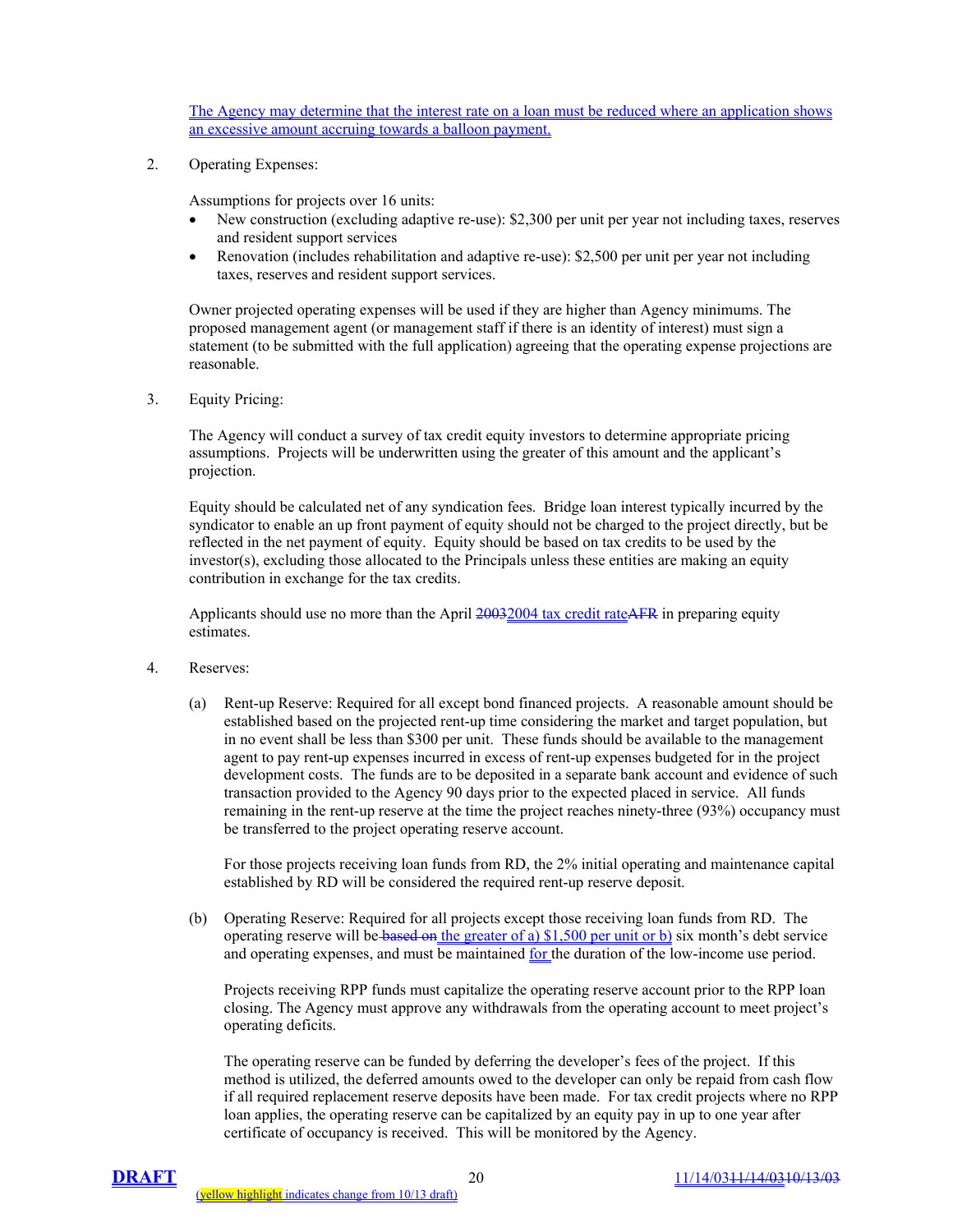The Agency may determine that the interest rate on a loan must be reduced where an application shows an excessive amount accruing towards a balloon payment.

2. Operating Expenses:

   Assumptions for projects over 16 units:

   - New construction (excluding adaptive re-use): $2,300 per unit per year not including taxes, reserves and resident support services
   - Renovation (includes rehabilitation and adaptive re-use): $2,500 per unit per year not including taxes, reserves and resident support services.

   Owner projected operating expenses will be used if they are higher than Agency minimums. The proposed management agent (or management staff if there is an identity of interest) must sign a statement (to be submitted with the full application) agreeing that the operating expense projections are reasonable.

3. Equity Pricing:

   The Agency will conduct a survey of tax credit equity investors to determine appropriate pricing assumptions. Projects will be underwritten using the greater of this amount and the applicant's projection.

   Equity should be calculated net of any syndication fees. Bridge loan interest typically incurred by the syndicator to enable an up front payment of equity should not be charged to the project directly, but be reflected in the net payment of equity. Equity should be based on tax credits to be used by the investor(s), excluding those allocated to the Principals unless these entities are making an equity contribution in exchange for the tax credits.

   Applicants should use no more than the April ~~2003~~2004 tax credit rate~~AFR~~ in preparing equity estimates.

4. Reserves:

   (a) Rent-up Reserve: Required for all except bond financed projects. A reasonable amount should be established based on the projected rent-up time considering the market and target population, but in no event shall be less than $300 per unit. These funds should be available to the management agent to pay rent-up expenses incurred in excess of rent-up expenses budgeted for in the project development costs. The funds are to be deposited in a separate bank account and evidence of such transaction provided to the Agency 90 days prior to the expected placed in service. All funds remaining in the rent-up reserve at the time the project reaches ninety-three (93%) occupancy must be transferred to the project operating reserve account.

   For those projects receiving loan funds from RD, the 2% initial operating and maintenance capital established by RD will be considered the required rent-up reserve deposit.

   (b) Operating Reserve: Required for all projects except those receiving loan funds from RD. The operating reserve will be ~~based on~~ the greater of a) $1,500 per unit or b) six month's debt service and operating expenses, and must be maintained for the duration of the low-income use period.

   Projects receiving RPP funds must capitalize the operating reserve account prior to the RPP loan closing. The Agency must approve any withdrawals from the operating account to meet project's operating deficits.

   The operating reserve can be funded by deferring the developer's fees of the project. If this method is utilized, the deferred amounts owed to the developer can only be repaid from cash flow if all required replacement reserve deposits have been made. For tax credit projects where no RPP loan applies, the operating reserve can be capitalized by an equity pay in up to one year after certificate of occupancy is received. This will be monitored by the Agency.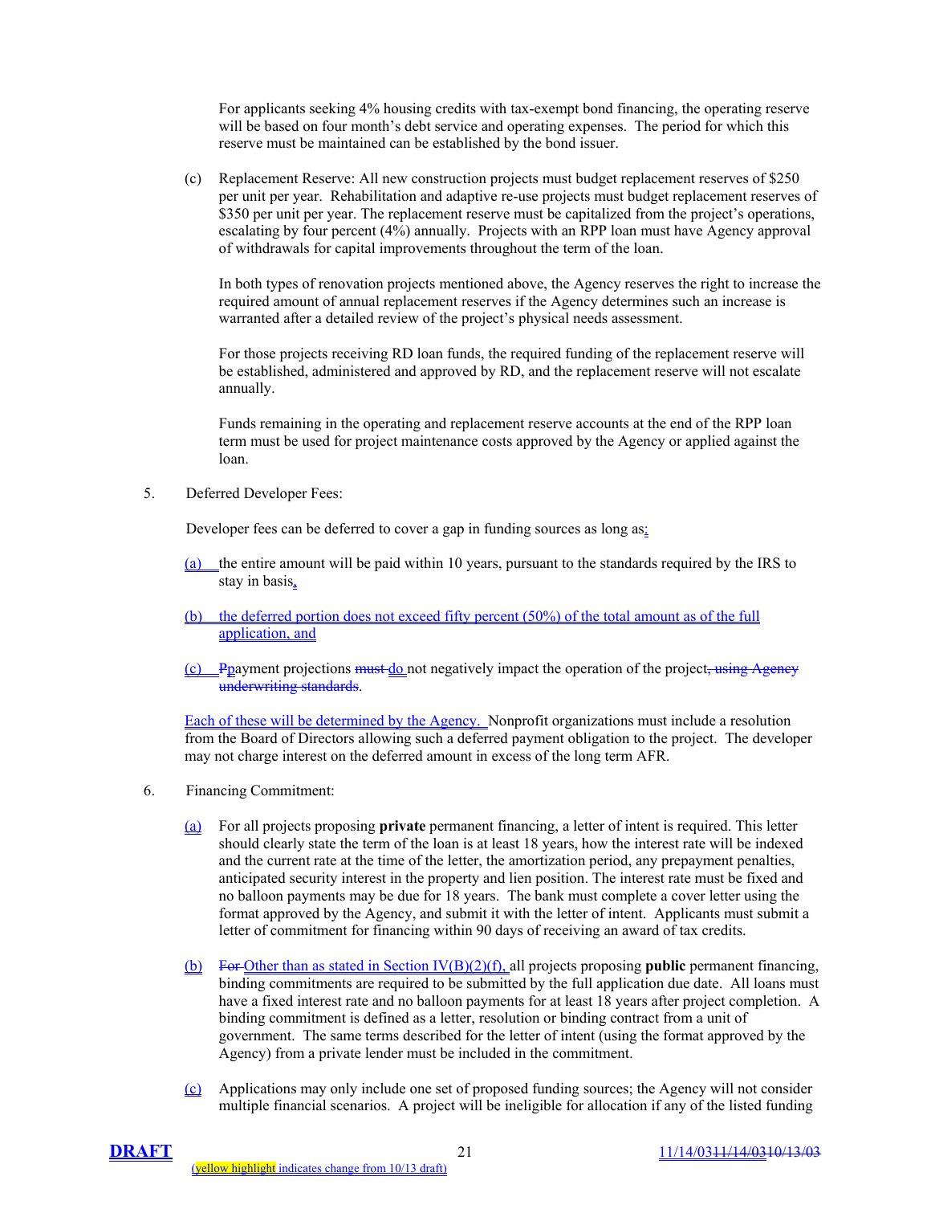For applicants seeking 4% housing credits with tax-exempt bond financing, the operating reserve will be based on four month's debt service and operating expenses. The period for which this reserve must be maintained can be established by the bond issuer.

(c) Replacement Reserve: All new construction projects must budget replacement reserves of $250 per unit per year. Rehabilitation and adaptive re-use projects must budget replacement reserves of $350 per unit per year. The replacement reserve must be capitalized from the project's operations, escalating by four percent (4%) annually. Projects with an RPP loan must have Agency approval of withdrawals for capital improvements throughout the term of the loan.

In both types of renovation projects mentioned above, the Agency reserves the right to increase the required amount of annual replacement reserves if the Agency determines such an increase is warranted after a detailed review of the project's physical needs assessment.

For those projects receiving RD loan funds, the required funding of the replacement reserve will be established, administered and approved by RD, and the replacement reserve will not escalate annually.

Funds remaining in the operating and replacement reserve accounts at the end of the RPP loan term must be used for project maintenance costs approved by the Agency or applied against the loan.

5. Deferred Developer Fees:

Developer fees can be deferred to cover a gap in funding sources as long as:

(a) the entire amount will be paid within 10 years, pursuant to the standards required by the IRS to stay in basis,

(b) the deferred portion does not exceed fifty percent (50%) of the total amount as of the full application, and

(c) ~~P~~payment projections ~~must~~ do not negatively impact the operation of the project~~, using Agency underwriting standards~~.

Each of these will be determined by the Agency. Nonprofit organizations must include a resolution from the Board of Directors allowing such a deferred payment obligation to the project. The developer may not charge interest on the deferred amount in excess of the long term AFR.

6. Financing Commitment:

(a) For all projects proposing **private** permanent financing, a letter of intent is required. This letter should clearly state the term of the loan is at least 18 years, how the interest rate will be indexed and the current rate at the time of the letter, the amortization period, any prepayment penalties, anticipated security interest in the property and lien position. The interest rate must be fixed and no balloon payments may be due for 18 years. The bank must complete a cover letter using the format approved by the Agency, and submit it with the letter of intent. Applicants must submit a letter of commitment for financing within 90 days of receiving an award of tax credits.

(b) ~~For~~ Other than as stated in Section IV(B)(2)(f), all projects proposing **public** permanent financing, binding commitments are required to be submitted by the full application due date. All loans must have a fixed interest rate and no balloon payments for at least 18 years after project completion. A binding commitment is defined as a letter, resolution or binding contract from a unit of government. The same terms described for the letter of intent (using the format approved by the Agency) from a private lender must be included in the commitment.

(c) Applications may only include one set of proposed funding sources; the Agency will not consider multiple financial scenarios. A project will be ineligible for allocation if any of the listed funding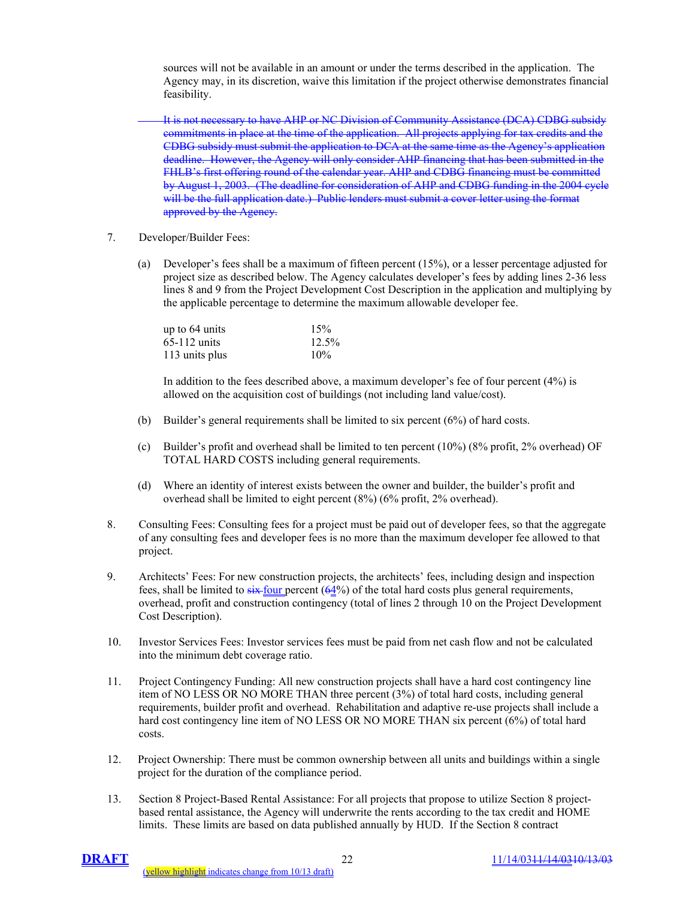sources will not be available in an amount or under the terms described in the application. The Agency may, in its discretion, waive this limitation if the project otherwise demonstrates financial feasibility.

~~It is not necessary to have AHP or NC Division of Community Assistance (DCA) CDBG subsidy commitments in place at the time of the application. All projects applying for tax credits and the CDBG subsidy must submit the application to DCA at the same time as the Agency's application deadline. However, the Agency will only consider AHP financing that has been submitted in the FHLB's first offering round of the calendar year. AHP and CDBG financing must be committed by August 1, 2003. (The deadline for consideration of AHP and CDBG funding in the 2004 cycle will be the full application date.) Public lenders must submit a cover letter using the format approved by the Agency.~~

7. Developer/Builder Fees:

   (a) Developer's fees shall be a maximum of fifteen percent (15%), or a lesser percentage adjusted for project size as described below. The Agency calculates developer's fees by adding lines 2-36 less lines 8 and 9 from the Project Development Cost Description in the application and multiplying by the applicable percentage to determine the maximum allowable developer fee.

   | | |
   |---|---|
   | up to 64 units | 15% |
   | 65-112 units | 12.5% |
   | 113 units plus | 10% |

   In addition to the fees described above, a maximum developer's fee of four percent (4%) is allowed on the acquisition cost of buildings (not including land value/cost).

   (b) Builder's general requirements shall be limited to six percent (6%) of hard costs.

   (c) Builder's profit and overhead shall be limited to ten percent (10%) (8% profit, 2% overhead) OF TOTAL HARD COSTS including general requirements.

   (d) Where an identity of interest exists between the owner and builder, the builder's profit and overhead shall be limited to eight percent (8%) (6% profit, 2% overhead).

8. Consulting Fees: Consulting fees for a project must be paid out of developer fees, so that the aggregate of any consulting fees and developer fees is no more than the maximum developer fee allowed to that project.

9. Architects' Fees: For new construction projects, the architects' fees, including design and inspection fees, shall be limited to ~~six~~ four percent (~~6~~4%) of the total hard costs plus general requirements, overhead, profit and construction contingency (total of lines 2 through 10 on the Project Development Cost Description).

10. Investor Services Fees: Investor services fees must be paid from net cash flow and not be calculated into the minimum debt coverage ratio.

11. Project Contingency Funding: All new construction projects shall have a hard cost contingency line item of NO LESS OR NO MORE THAN three percent (3%) of total hard costs, including general requirements, builder profit and overhead. Rehabilitation and adaptive re-use projects shall include a hard cost contingency line item of NO LESS OR NO MORE THAN six percent (6%) of total hard costs.

12. Project Ownership: There must be common ownership between all units and buildings within a single project for the duration of the compliance period.

13. Section 8 Project-Based Rental Assistance: For all projects that propose to utilize Section 8 project-based rental assistance, the Agency will underwrite the rents according to the tax credit and HOME limits. These limits are based on data published annually by HUD. If the Section 8 contract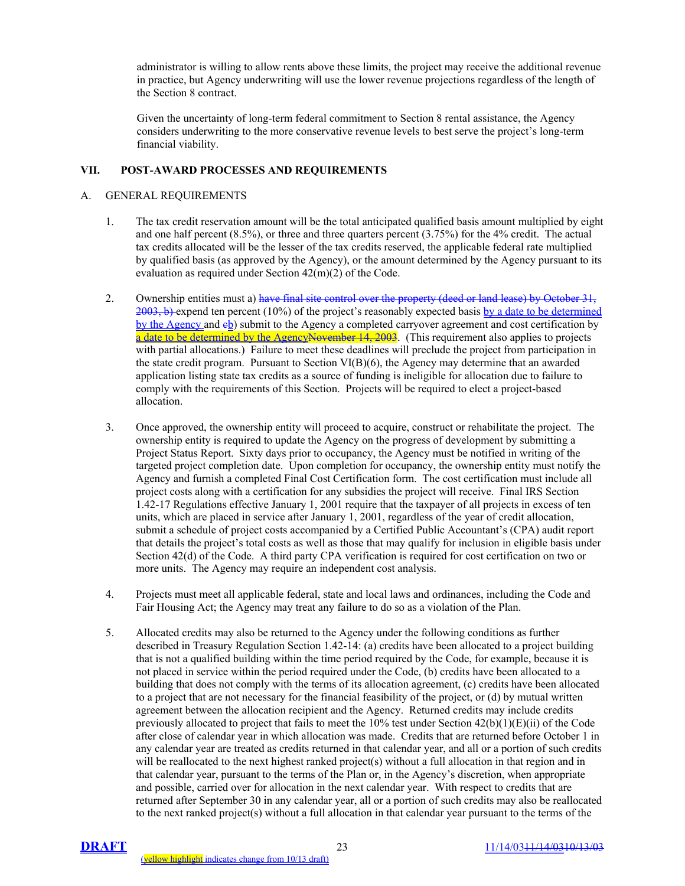administrator is willing to allow rents above these limits, the project may receive the additional revenue in practice, but Agency underwriting will use the lower revenue projections regardless of the length of the Section 8 contract.

Given the uncertainty of long-term federal commitment to Section 8 rental assistance, the Agency considers underwriting to the more conservative revenue levels to best serve the project's long-term financial viability.

## VII. POST-AWARD PROCESSES AND REQUIREMENTS

### A. GENERAL REQUIREMENTS

1. The tax credit reservation amount will be the total anticipated qualified basis amount multiplied by eight and one half percent (8.5%), or three and three quarters percent (3.75%) for the 4% credit. The actual tax credits allocated will be the lesser of the tax credits reserved, the applicable federal rate multiplied by qualified basis (as approved by the Agency), or the amount determined by the Agency pursuant to its evaluation as required under Section 42(m)(2) of the Code.

2. Ownership entities must a) ~~have final site control over the property (deed or land lease) by October 31, 2003, b)~~ expend ten percent (10%) of the project's reasonably expected basis by a date to be determined by the Agency and ~~c~~b) submit to the Agency a completed carryover agreement and cost certification by a date to be determined by the Agency~~November 14, 2003~~. (This requirement also applies to projects with partial allocations.) Failure to meet these deadlines will preclude the project from participation in the state credit program. Pursuant to Section VI(B)(6), the Agency may determine that an awarded application listing state tax credits as a source of funding is ineligible for allocation due to failure to comply with the requirements of this Section. Projects will be required to elect a project-based allocation.

3. Once approved, the ownership entity will proceed to acquire, construct or rehabilitate the project. The ownership entity is required to update the Agency on the progress of development by submitting a Project Status Report. Sixty days prior to occupancy, the Agency must be notified in writing of the targeted project completion date. Upon completion for occupancy, the ownership entity must notify the Agency and furnish a completed Final Cost Certification form. The cost certification must include all project costs along with a certification for any subsidies the project will receive. Final IRS Section 1.42-17 Regulations effective January 1, 2001 require that the taxpayer of all projects in excess of ten units, which are placed in service after January 1, 2001, regardless of the year of credit allocation, submit a schedule of project costs accompanied by a Certified Public Accountant's (CPA) audit report that details the project's total costs as well as those that may qualify for inclusion in eligible basis under Section 42(d) of the Code. A third party CPA verification is required for cost certification on two or more units. The Agency may require an independent cost analysis.

4. Projects must meet all applicable federal, state and local laws and ordinances, including the Code and Fair Housing Act; the Agency may treat any failure to do so as a violation of the Plan.

5. Allocated credits may also be returned to the Agency under the following conditions as further described in Treasury Regulation Section 1.42-14: (a) credits have been allocated to a project building that is not a qualified building within the time period required by the Code, for example, because it is not placed in service within the period required under the Code, (b) credits have been allocated to a building that does not comply with the terms of its allocation agreement, (c) credits have been allocated to a project that are not necessary for the financial feasibility of the project, or (d) by mutual written agreement between the allocation recipient and the Agency. Returned credits may include credits previously allocated to project that fails to meet the 10% test under Section 42(b)(1)(E)(ii) of the Code after close of calendar year in which allocation was made. Credits that are returned before October 1 in any calendar year are treated as credits returned in that calendar year, and all or a portion of such credits will be reallocated to the next highest ranked project(s) without a full allocation in that region and in that calendar year, pursuant to the terms of the Plan or, in the Agency's discretion, when appropriate and possible, carried over for allocation in the next calendar year. With respect to credits that are returned after September 30 in any calendar year, all or a portion of such credits may also be reallocated to the next ranked project(s) without a full allocation in that calendar year pursuant to the terms of the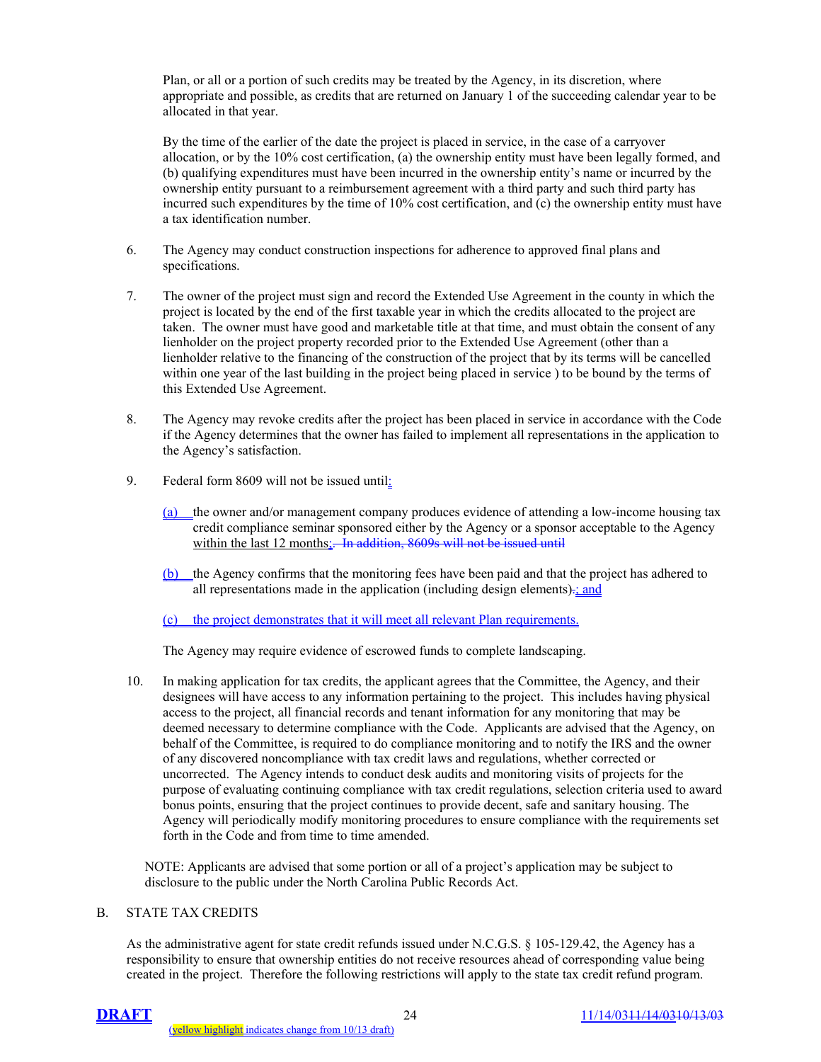Plan, or all or a portion of such credits may be treated by the Agency, in its discretion, where appropriate and possible, as credits that are returned on January 1 of the succeeding calendar year to be allocated in that year.

By the time of the earlier of the date the project is placed in service, in the case of a carryover allocation, or by the 10% cost certification, (a) the ownership entity must have been legally formed, and (b) qualifying expenditures must have been incurred in the ownership entity's name or incurred by the ownership entity pursuant to a reimbursement agreement with a third party and such third party has incurred such expenditures by the time of 10% cost certification, and (c) the ownership entity must have a tax identification number.

6. The Agency may conduct construction inspections for adherence to approved final plans and specifications.

7. The owner of the project must sign and record the Extended Use Agreement in the county in which the project is located by the end of the first taxable year in which the credits allocated to the project are taken. The owner must have good and marketable title at that time, and must obtain the consent of any lienholder on the project property recorded prior to the Extended Use Agreement (other than a lienholder relative to the financing of the construction of the project that by its terms will be cancelled within one year of the last building in the project being placed in service ) to be bound by the terms of this Extended Use Agreement.

8. The Agency may revoke credits after the project has been placed in service in accordance with the Code if the Agency determines that the owner has failed to implement all representations in the application to the Agency's satisfaction.

9. Federal form 8609 will not be issued until:

   (a) the owner and/or management company produces evidence of attending a low-income housing tax credit compliance seminar sponsored either by the Agency or a sponsor acceptable to the Agency within the last 12 months; ~~. In addition, 8609s will not be issued until~~

   (b) the Agency confirms that the monitoring fees have been paid and that the project has adhered to all representations made in the application (including design elements)~~.~~; and

   (c) the project demonstrates that it will meet all relevant Plan requirements.

   The Agency may require evidence of escrowed funds to complete landscaping.

10. In making application for tax credits, the applicant agrees that the Committee, the Agency, and their designees will have access to any information pertaining to the project. This includes having physical access to the project, all financial records and tenant information for any monitoring that may be deemed necessary to determine compliance with the Code. Applicants are advised that the Agency, on behalf of the Committee, is required to do compliance monitoring and to notify the IRS and the owner of any discovered noncompliance with tax credit laws and regulations, whether corrected or uncorrected. The Agency intends to conduct desk audits and monitoring visits of projects for the purpose of evaluating continuing compliance with tax credit regulations, selection criteria used to award bonus points, ensuring that the project continues to provide decent, safe and sanitary housing. The Agency will periodically modify monitoring procedures to ensure compliance with the requirements set forth in the Code and from time to time amended.

NOTE: Applicants are advised that some portion or all of a project's application may be subject to disclosure to the public under the North Carolina Public Records Act.

B. STATE TAX CREDITS

As the administrative agent for state credit refunds issued under N.C.G.S. § 105-129.42, the Agency has a responsibility to ensure that ownership entities do not receive resources ahead of corresponding value being created in the project. Therefore the following restrictions will apply to the state tax credit refund program.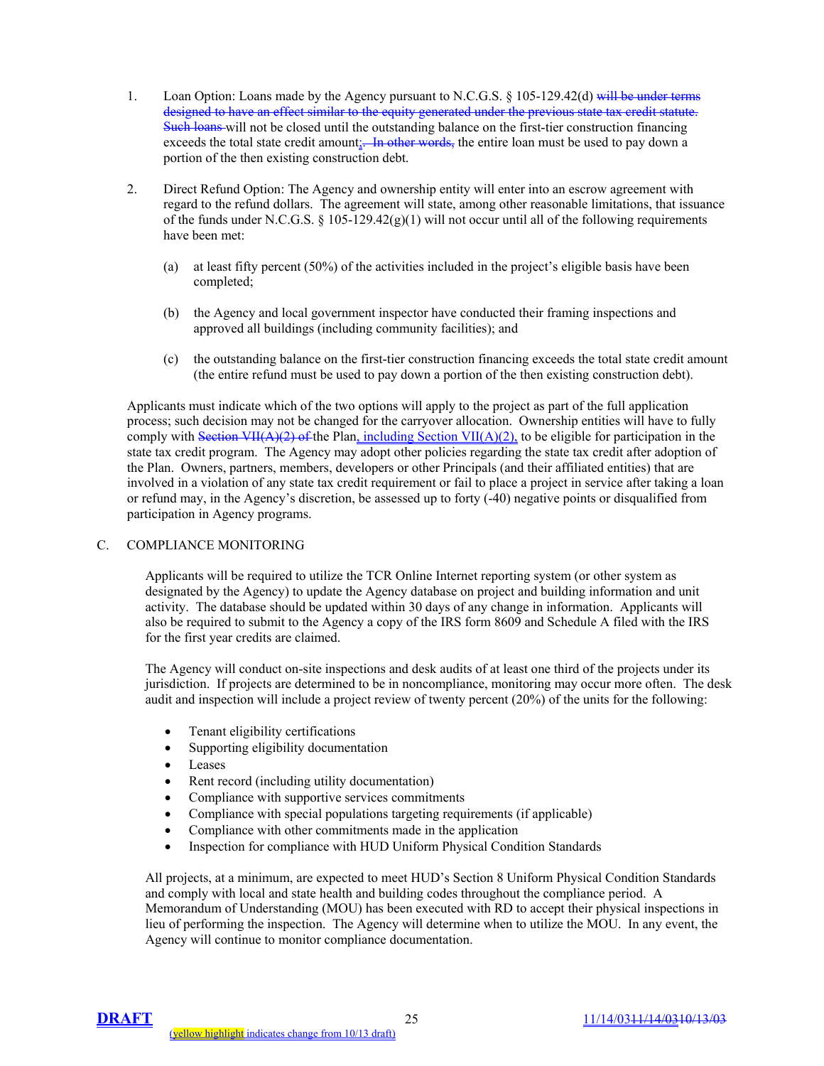1. Loan Option: Loans made by the Agency pursuant to N.C.G.S. § 105-129.42(d) ~~will be under terms designed to have an effect similar to the equity generated under the previous state tax credit statute. Such loans~~ will not be closed until the outstanding balance on the first-tier construction financing exceeds the total state credit amount;~~. In other words,~~ the entire loan must be used to pay down a portion of the then existing construction debt.

2. Direct Refund Option: The Agency and ownership entity will enter into an escrow agreement with regard to the refund dollars. The agreement will state, among other reasonable limitations, that issuance of the funds under N.C.G.S. § 105-129.42(g)(1) will not occur until all of the following requirements have been met:

   (a) at least fifty percent (50%) of the activities included in the project's eligible basis have been completed;

   (b) the Agency and local government inspector have conducted their framing inspections and approved all buildings (including community facilities); and

   (c) the outstanding balance on the first-tier construction financing exceeds the total state credit amount (the entire refund must be used to pay down a portion of the then existing construction debt).

Applicants must indicate which of the two options will apply to the project as part of the full application process; such decision may not be changed for the carryover allocation. Ownership entities will have to fully comply with ~~Section VII(A)(2) of~~ the Plan, including Section VII(A)(2), to be eligible for participation in the state tax credit program. The Agency may adopt other policies regarding the state tax credit after adoption of the Plan. Owners, partners, members, developers or other Principals (and their affiliated entities) that are involved in a violation of any state tax credit requirement or fail to place a project in service after taking a loan or refund may, in the Agency's discretion, be assessed up to forty (-40) negative points or disqualified from participation in Agency programs.

## C. COMPLIANCE MONITORING

Applicants will be required to utilize the TCR Online Internet reporting system (or other system as designated by the Agency) to update the Agency database on project and building information and unit activity. The database should be updated within 30 days of any change in information. Applicants will also be required to submit to the Agency a copy of the IRS form 8609 and Schedule A filed with the IRS for the first year credits are claimed.

The Agency will conduct on-site inspections and desk audits of at least one third of the projects under its jurisdiction. If projects are determined to be in noncompliance, monitoring may occur more often. The desk audit and inspection will include a project review of twenty percent (20%) of the units for the following:

- Tenant eligibility certifications
- Supporting eligibility documentation
- Leases
- Rent record (including utility documentation)
- Compliance with supportive services commitments
- Compliance with special populations targeting requirements (if applicable)
- Compliance with other commitments made in the application
- Inspection for compliance with HUD Uniform Physical Condition Standards

All projects, at a minimum, are expected to meet HUD's Section 8 Uniform Physical Condition Standards and comply with local and state health and building codes throughout the compliance period. A Memorandum of Understanding (MOU) has been executed with RD to accept their physical inspections in lieu of performing the inspection. The Agency will determine when to utilize the MOU. In any event, the Agency will continue to monitor compliance documentation.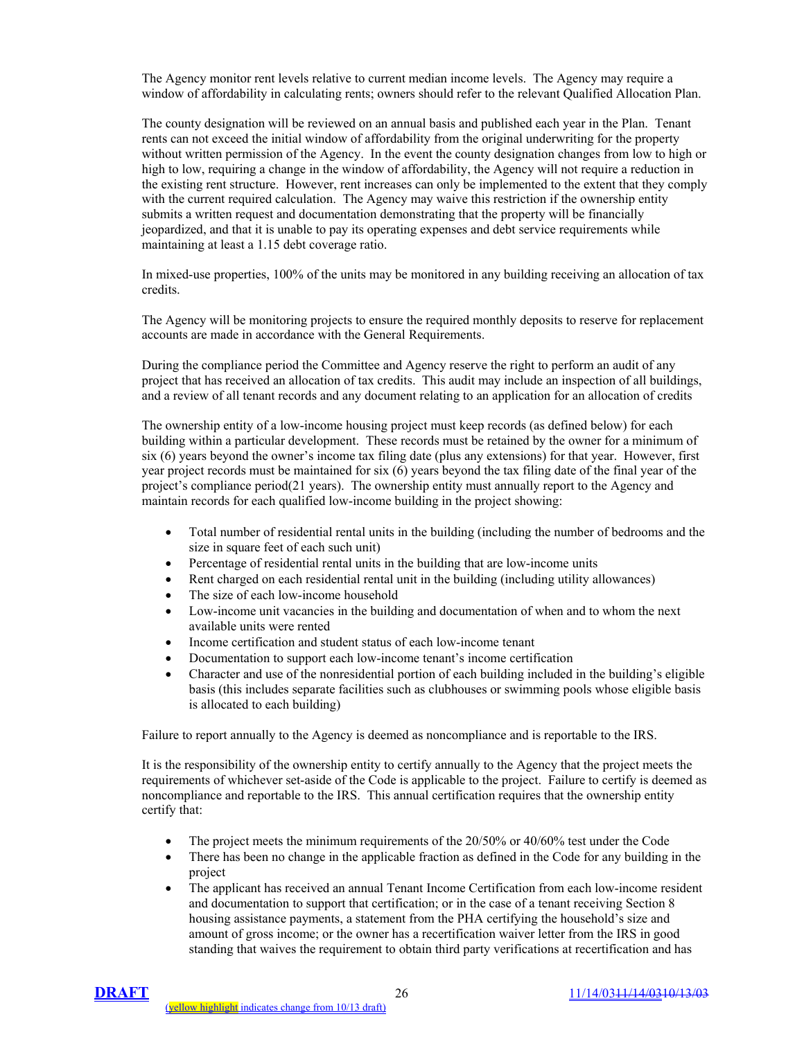The Agency monitor rent levels relative to current median income levels. The Agency may require a window of affordability in calculating rents; owners should refer to the relevant Qualified Allocation Plan.

The county designation will be reviewed on an annual basis and published each year in the Plan. Tenant rents can not exceed the initial window of affordability from the original underwriting for the property without written permission of the Agency. In the event the county designation changes from low to high or high to low, requiring a change in the window of affordability, the Agency will not require a reduction in the existing rent structure. However, rent increases can only be implemented to the extent that they comply with the current required calculation. The Agency may waive this restriction if the ownership entity submits a written request and documentation demonstrating that the property will be financially jeopardized, and that it is unable to pay its operating expenses and debt service requirements while maintaining at least a 1.15 debt coverage ratio.

In mixed-use properties, 100% of the units may be monitored in any building receiving an allocation of tax credits.

The Agency will be monitoring projects to ensure the required monthly deposits to reserve for replacement accounts are made in accordance with the General Requirements.

During the compliance period the Committee and Agency reserve the right to perform an audit of any project that has received an allocation of tax credits. This audit may include an inspection of all buildings, and a review of all tenant records and any document relating to an application for an allocation of credits

The ownership entity of a low-income housing project must keep records (as defined below) for each building within a particular development. These records must be retained by the owner for a minimum of six (6) years beyond the owner's income tax filing date (plus any extensions) for that year. However, first year project records must be maintained for six (6) years beyond the tax filing date of the final year of the project's compliance period(21 years). The ownership entity must annually report to the Agency and maintain records for each qualified low-income building in the project showing:

- Total number of residential rental units in the building (including the number of bedrooms and the size in square feet of each such unit)
- Percentage of residential rental units in the building that are low-income units
- Rent charged on each residential rental unit in the building (including utility allowances)
- The size of each low-income household
- Low-income unit vacancies in the building and documentation of when and to whom the next available units were rented
- Income certification and student status of each low-income tenant
- Documentation to support each low-income tenant's income certification
- Character and use of the nonresidential portion of each building included in the building's eligible basis (this includes separate facilities such as clubhouses or swimming pools whose eligible basis is allocated to each building)

Failure to report annually to the Agency is deemed as noncompliance and is reportable to the IRS.

It is the responsibility of the ownership entity to certify annually to the Agency that the project meets the requirements of whichever set-aside of the Code is applicable to the project. Failure to certify is deemed as noncompliance and reportable to the IRS. This annual certification requires that the ownership entity certify that:

- The project meets the minimum requirements of the 20/50% or 40/60% test under the Code
- There has been no change in the applicable fraction as defined in the Code for any building in the project
- The applicant has received an annual Tenant Income Certification from each low-income resident and documentation to support that certification; or in the case of a tenant receiving Section 8 housing assistance payments, a statement from the PHA certifying the household's size and amount of gross income; or the owner has a recertification waiver letter from the IRS in good standing that waives the requirement to obtain third party verifications at recertification and has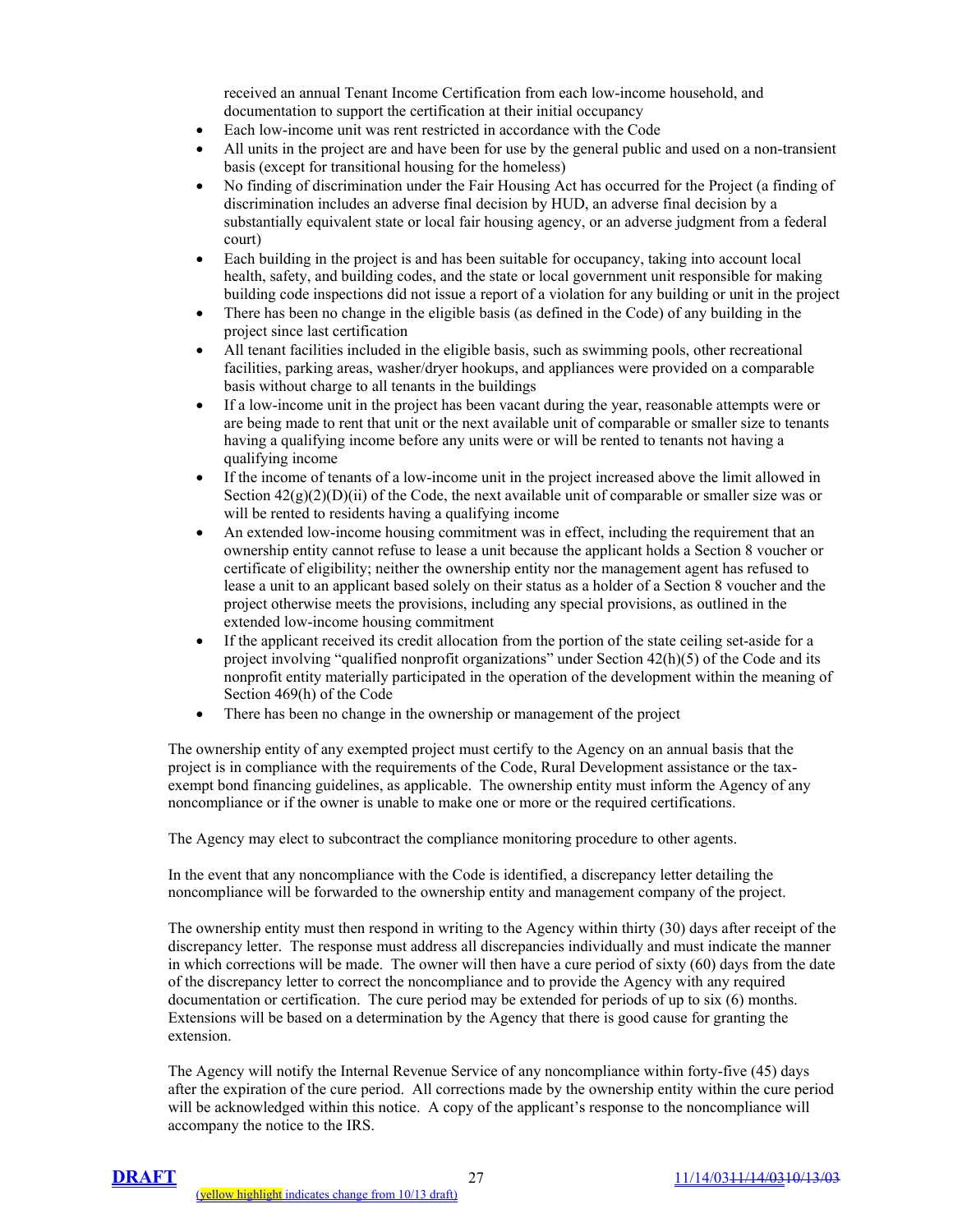received an annual Tenant Income Certification from each low-income household, and documentation to support the certification at their initial occupancy

- Each low-income unit was rent restricted in accordance with the Code
- All units in the project are and have been for use by the general public and used on a non-transient basis (except for transitional housing for the homeless)
- No finding of discrimination under the Fair Housing Act has occurred for the Project (a finding of discrimination includes an adverse final decision by HUD, an adverse final decision by a substantially equivalent state or local fair housing agency, or an adverse judgment from a federal court)
- Each building in the project is and has been suitable for occupancy, taking into account local health, safety, and building codes, and the state or local government unit responsible for making building code inspections did not issue a report of a violation for any building or unit in the project
- There has been no change in the eligible basis (as defined in the Code) of any building in the project since last certification
- All tenant facilities included in the eligible basis, such as swimming pools, other recreational facilities, parking areas, washer/dryer hookups, and appliances were provided on a comparable basis without charge to all tenants in the buildings
- If a low-income unit in the project has been vacant during the year, reasonable attempts were or are being made to rent that unit or the next available unit of comparable or smaller size to tenants having a qualifying income before any units were or will be rented to tenants not having a qualifying income
- If the income of tenants of a low-income unit in the project increased above the limit allowed in Section 42(g)(2)(D)(ii) of the Code, the next available unit of comparable or smaller size was or will be rented to residents having a qualifying income
- An extended low-income housing commitment was in effect, including the requirement that an ownership entity cannot refuse to lease a unit because the applicant holds a Section 8 voucher or certificate of eligibility; neither the ownership entity nor the management agent has refused to lease a unit to an applicant based solely on their status as a holder of a Section 8 voucher and the project otherwise meets the provisions, including any special provisions, as outlined in the extended low-income housing commitment
- If the applicant received its credit allocation from the portion of the state ceiling set-aside for a project involving "qualified nonprofit organizations" under Section 42(h)(5) of the Code and its nonprofit entity materially participated in the operation of the development within the meaning of Section 469(h) of the Code
- There has been no change in the ownership or management of the project

The ownership entity of any exempted project must certify to the Agency on an annual basis that the project is in compliance with the requirements of the Code, Rural Development assistance or the tax-exempt bond financing guidelines, as applicable. The ownership entity must inform the Agency of any noncompliance or if the owner is unable to make one or more or the required certifications.

The Agency may elect to subcontract the compliance monitoring procedure to other agents.

In the event that any noncompliance with the Code is identified, a discrepancy letter detailing the noncompliance will be forwarded to the ownership entity and management company of the project.

The ownership entity must then respond in writing to the Agency within thirty (30) days after receipt of the discrepancy letter. The response must address all discrepancies individually and must indicate the manner in which corrections will be made. The owner will then have a cure period of sixty (60) days from the date of the discrepancy letter to correct the noncompliance and to provide the Agency with any required documentation or certification. The cure period may be extended for periods of up to six (6) months. Extensions will be based on a determination by the Agency that there is good cause for granting the extension.

The Agency will notify the Internal Revenue Service of any noncompliance within forty-five (45) days after the expiration of the cure period. All corrections made by the ownership entity within the cure period will be acknowledged within this notice. A copy of the applicant's response to the noncompliance will accompany the notice to the IRS.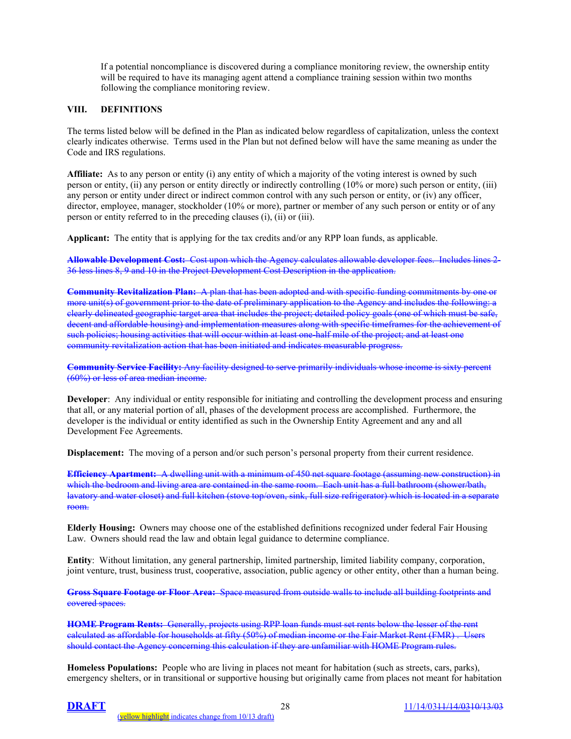If a potential noncompliance is discovered during a compliance monitoring review, the ownership entity will be required to have its managing agent attend a compliance training session within two months following the compliance monitoring review.

## VIII. DEFINITIONS

The terms listed below will be defined in the Plan as indicated below regardless of capitalization, unless the context clearly indicates otherwise. Terms used in the Plan but not defined below will have the same meaning as under the Code and IRS regulations.

**Affiliate:** As to any person or entity (i) any entity of which a majority of the voting interest is owned by such person or entity, (ii) any person or entity directly or indirectly controlling (10% or more) such person or entity, (iii) any person or entity under direct or indirect common control with any such person or entity, or (iv) any officer, director, employee, manager, stockholder (10% or more), partner or member of any such person or entity or of any person or entity referred to in the preceding clauses (i), (ii) or (iii).

**Applicant:** The entity that is applying for the tax credits and/or any RPP loan funds, as applicable.

~~**Allowable Development Cost:** Cost upon which the Agency calculates allowable developer fees. Includes lines 2-36 less lines 8, 9 and 10 in the Project Development Cost Description in the application.~~

~~**Community Revitalization Plan:** A plan that has been adopted and with specific funding commitments by one or more unit(s) of government prior to the date of preliminary application to the Agency and includes the following: a clearly delineated geographic target area that includes the project; detailed policy goals (one of which must be safe, decent and affordable housing) and implementation measures along with specific timeframes for the achievement of such policies; housing activities that will occur within at least one-half mile of the project; and at least one community revitalization action that has been initiated and indicates measurable progress.~~

~~**Community Service Facility:** Any facility designed to serve primarily individuals whose income is sixty percent (60%) or less of area median income.~~

**Developer**: Any individual or entity responsible for initiating and controlling the development process and ensuring that all, or any material portion of all, phases of the development process are accomplished. Furthermore, the developer is the individual or entity identified as such in the Ownership Entity Agreement and any and all Development Fee Agreements.

**Displacement:** The moving of a person and/or such person's personal property from their current residence.

~~**Efficiency Apartment:** A dwelling unit with a minimum of 450 net square footage (assuming new construction) in which the bedroom and living area are contained in the same room. Each unit has a full bathroom (shower/bath, lavatory and water closet) and full kitchen (stove top/oven, sink, full size refrigerator) which is located in a separate room.~~

**Elderly Housing:** Owners may choose one of the established definitions recognized under federal Fair Housing Law. Owners should read the law and obtain legal guidance to determine compliance.

**Entity**: Without limitation, any general partnership, limited partnership, limited liability company, corporation, joint venture, trust, business trust, cooperative, association, public agency or other entity, other than a human being.

~~**Gross Square Footage or Floor Area:** Space measured from outside walls to include all building footprints and covered spaces.~~

~~**HOME Program Rents:** Generally, projects using RPP loan funds must set rents below the lesser of the rent calculated as affordable for households at fifty (50%) of median income or the Fair Market Rent (FMR) . Users should contact the Agency concerning this calculation if they are unfamiliar with HOME Program rules.~~

**Homeless Populations:** People who are living in places not meant for habitation (such as streets, cars, parks), emergency shelters, or in transitional or supportive housing but originally came from places not meant for habitation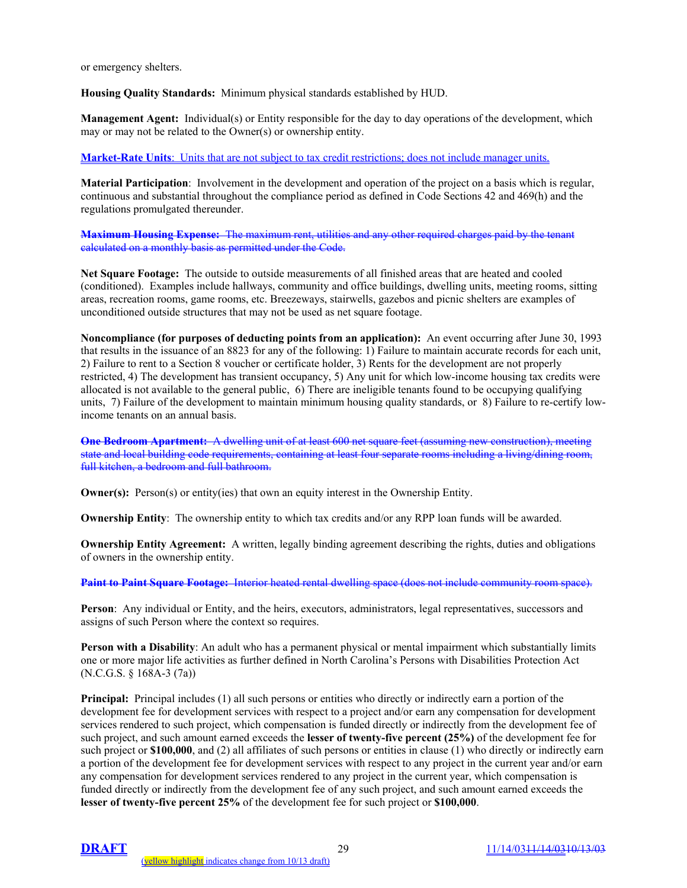or emergency shelters.

**Housing Quality Standards:** Minimum physical standards established by HUD.

**Management Agent:** Individual(s) or Entity responsible for the day to day operations of the development, which may or may not be related to the Owner(s) or ownership entity.

**Market-Rate Units**: Units that are not subject to tax credit restrictions; does not include manager units.

**Material Participation**: Involvement in the development and operation of the project on a basis which is regular, continuous and substantial throughout the compliance period as defined in Code Sections 42 and 469(h) and the regulations promulgated thereunder.

~~**Maximum Housing Expense:** The maximum rent, utilities and any other required charges paid by the tenant calculated on a monthly basis as permitted under the Code.~~

**Net Square Footage:** The outside to outside measurements of all finished areas that are heated and cooled (conditioned). Examples include hallways, community and office buildings, dwelling units, meeting rooms, sitting areas, recreation rooms, game rooms, etc. Breezeways, stairwells, gazebos and picnic shelters are examples of unconditioned outside structures that may not be used as net square footage.

**Noncompliance (for purposes of deducting points from an application):** An event occurring after June 30, 1993 that results in the issuance of an 8823 for any of the following: 1) Failure to maintain accurate records for each unit, 2) Failure to rent to a Section 8 voucher or certificate holder, 3) Rents for the development are not properly restricted, 4) The development has transient occupancy, 5) Any unit for which low-income housing tax credits were allocated is not available to the general public, 6) There are ineligible tenants found to be occupying qualifying units, 7) Failure of the development to maintain minimum housing quality standards, or 8) Failure to re-certify low-income tenants on an annual basis.

~~**One Bedroom Apartment:** A dwelling unit of at least 600 net square feet (assuming new construction), meeting state and local building code requirements, containing at least four separate rooms including a living/dining room, full kitchen, a bedroom and full bathroom.~~

**Owner(s):** Person(s) or entity(ies) that own an equity interest in the Ownership Entity.

**Ownership Entity**: The ownership entity to which tax credits and/or any RPP loan funds will be awarded.

**Ownership Entity Agreement:** A written, legally binding agreement describing the rights, duties and obligations of owners in the ownership entity.

~~**Paint to Paint Square Footage:** Interior heated rental dwelling space (does not include community room space).~~

**Person**: Any individual or Entity, and the heirs, executors, administrators, legal representatives, successors and assigns of such Person where the context so requires.

**Person with a Disability**: An adult who has a permanent physical or mental impairment which substantially limits one or more major life activities as further defined in North Carolina's Persons with Disabilities Protection Act (N.C.G.S. § 168A-3 (7a))

**Principal:** Principal includes (1) all such persons or entities who directly or indirectly earn a portion of the development fee for development services with respect to a project and/or earn any compensation for development services rendered to such project, which compensation is funded directly or indirectly from the development fee of such project, and such amount earned exceeds the **lesser of twenty-five percent (25%)** of the development fee for such project or **$100,000**, and (2) all affiliates of such persons or entities in clause (1) who directly or indirectly earn a portion of the development fee for development services with respect to any project in the current year and/or earn any compensation for development services rendered to any project in the current year, which compensation is funded directly or indirectly from the development fee of any such project, and such amount earned exceeds the **lesser of twenty-five percent 25%** of the development fee for such project or **$100,000**.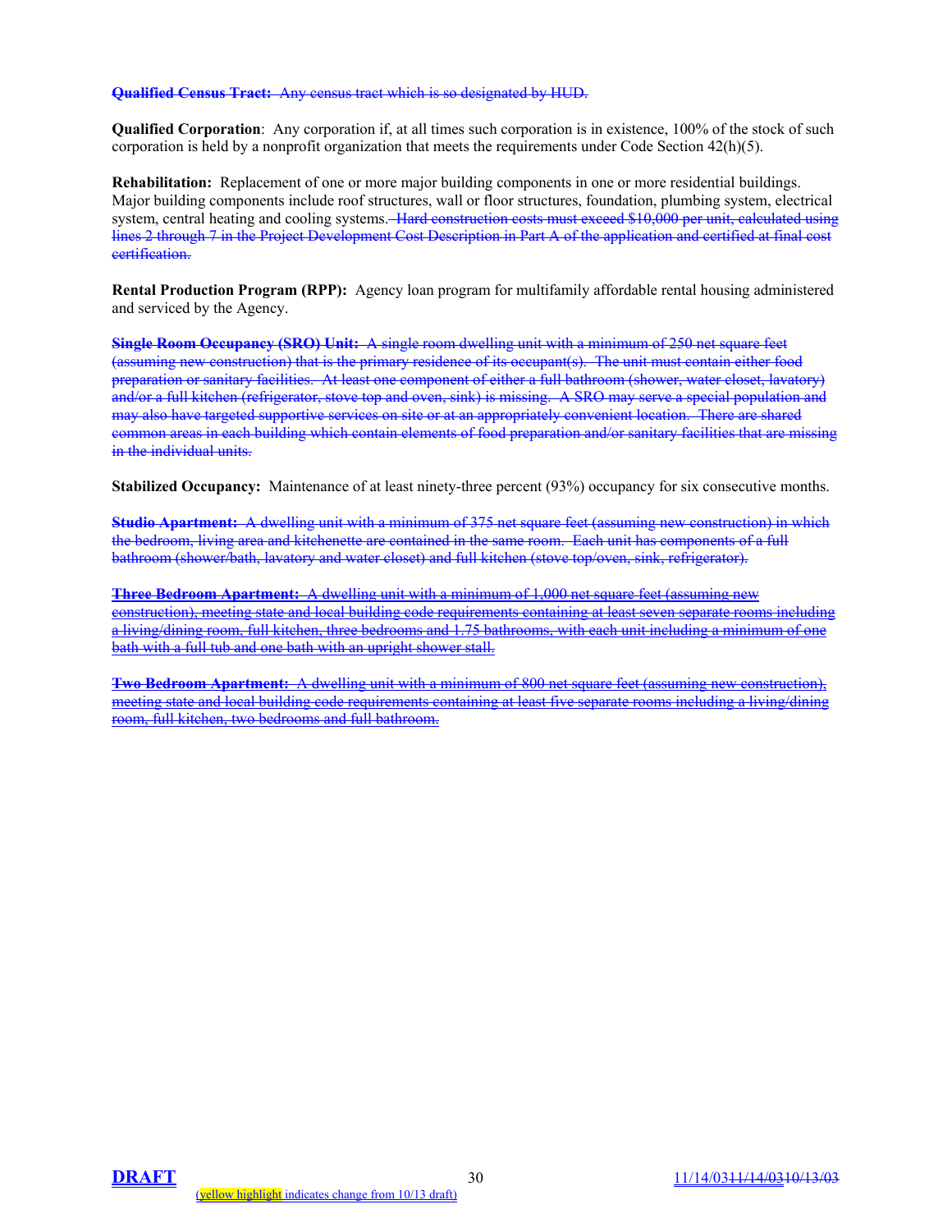~~**Qualified Census Tract:** Any census tract which is so designated by HUD.~~

**Qualified Corporation**: Any corporation if, at all times such corporation is in existence, 100% of the stock of such corporation is held by a nonprofit organization that meets the requirements under Code Section 42(h)(5).

**Rehabilitation:** Replacement of one or more major building components in one or more residential buildings. Major building components include roof structures, wall or floor structures, foundation, plumbing system, electrical system, central heating and cooling systems. ~~Hard construction costs must exceed $10,000 per unit, calculated using lines 2 through 7 in the Project Development Cost Description in Part A of the application and certified at final cost certification.~~

**Rental Production Program (RPP):** Agency loan program for multifamily affordable rental housing administered and serviced by the Agency.

~~**Single Room Occupancy (SRO) Unit:** A single room dwelling unit with a minimum of 250 net square feet (assuming new construction) that is the primary residence of its occupant(s). The unit must contain either food preparation or sanitary facilities. At least one component of either a full bathroom (shower, water closet, lavatory) and/or a full kitchen (refrigerator, stove top and oven, sink) is missing. A SRO may serve a special population and may also have targeted supportive services on site or at an appropriately convenient location. There are shared common areas in each building which contain elements of food preparation and/or sanitary facilities that are missing in the individual units.~~

**Stabilized Occupancy:** Maintenance of at least ninety-three percent (93%) occupancy for six consecutive months.

~~**Studio Apartment:** A dwelling unit with a minimum of 375 net square feet (assuming new construction) in which the bedroom, living area and kitchenette are contained in the same room. Each unit has components of a full bathroom (shower/bath, lavatory and water closet) and full kitchen (stove top/oven, sink, refrigerator).~~

~~**Three Bedroom Apartment:** A dwelling unit with a minimum of 1,000 net square feet (assuming new construction), meeting state and local building code requirements containing at least seven separate rooms including a living/dining room, full kitchen, three bedrooms and 1.75 bathrooms, with each unit including a minimum of one bath with a full tub and one bath with an upright shower stall.~~

~~**Two Bedroom Apartment:** A dwelling unit with a minimum of 800 net square feet (assuming new construction), meeting state and local building code requirements containing at least five separate rooms including a living/dining room, full kitchen, two bedrooms and full bathroom.~~